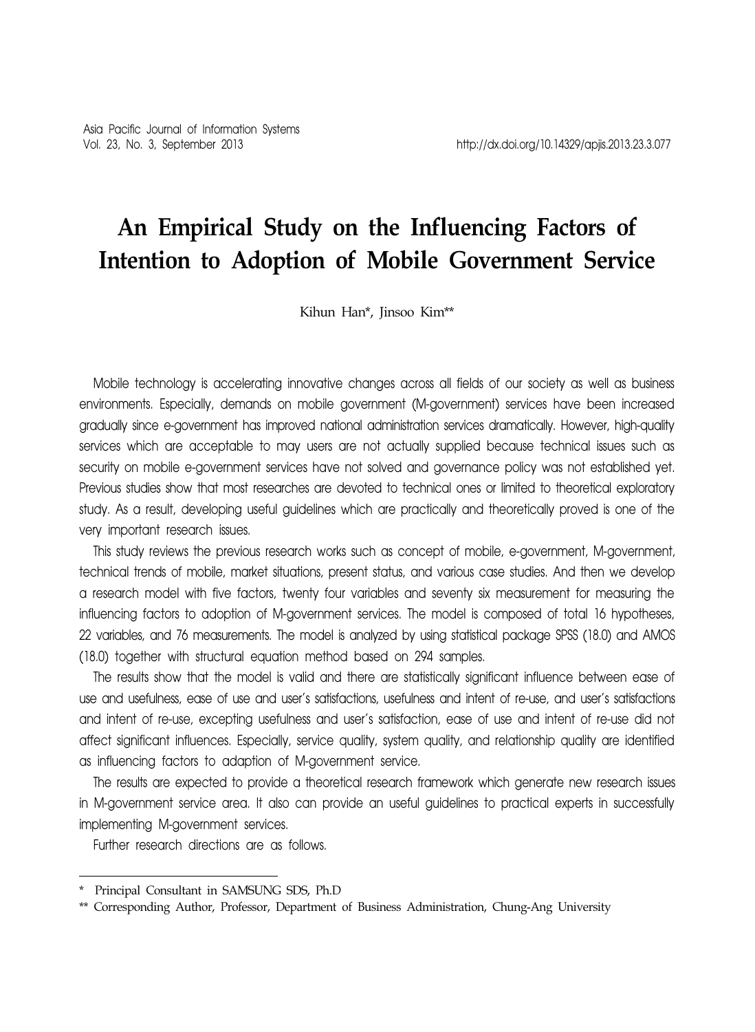# An Empirical Study on the Influencing Factors of Intention to Adoption of Mobile Government Service

Kihun Han*, Jinsoo Kim**

Mobile technology is accelerating innovative changes across all fields of our society as well as business environments. Especially, demands on mobile government (M-government) services have been increased gradually since e-government has improved national administration services dramatically. However, high-quality services which are acceptable to may users are not actually supplied because technical issues such as security on mobile e-government services have not solved and governance policy was not established yet. Previous studies show that most researches are devoted to technical ones or limited to theoretical exploratory study. As a result, developing useful guidelines which are practically and theoretically proved is one of the very important research issues.

This study reviews the previous research works such as concept of mobile, e-government, M-government, technical trends of mobile, market situations, present status, and various case studies. And then we develop a research model with five factors, twenty four variables and seventy six measurement for measuring the influencing factors to adoption of M-government services. The model is composed of total 16 hypotheses, 22 variables, and 76 measurements. The model is analyzed by using statistical package SPSS (18.0) and AMOS (18.0) together with structural equation method based on 294 samples.

The results show that the model is valid and there are statistically significant influence between ease of use and usefulness, ease of use and user's satisfactions, usefulness and intent of re-use, and user's satisfactions and intent of re-use, excepting usefulness and user's satisfaction, ease of use and intent of re-use did not affect significant influences. Especially, service quality, system quality, and relationship quality are identified as influencing factors to adaption of M-government service.

The results are expected to provide a theoretical research framework which generate new research issues in M-government service area. It also can provide an useful guidelines to practical experts in successfully implementing M-government services.

Further research directions are as follows.

---

\* Principal Consultant in SAMSUNG SDS, Ph.D

\*\* Corresponding Author, Professor, Department of Business Administration, Chung-Ang University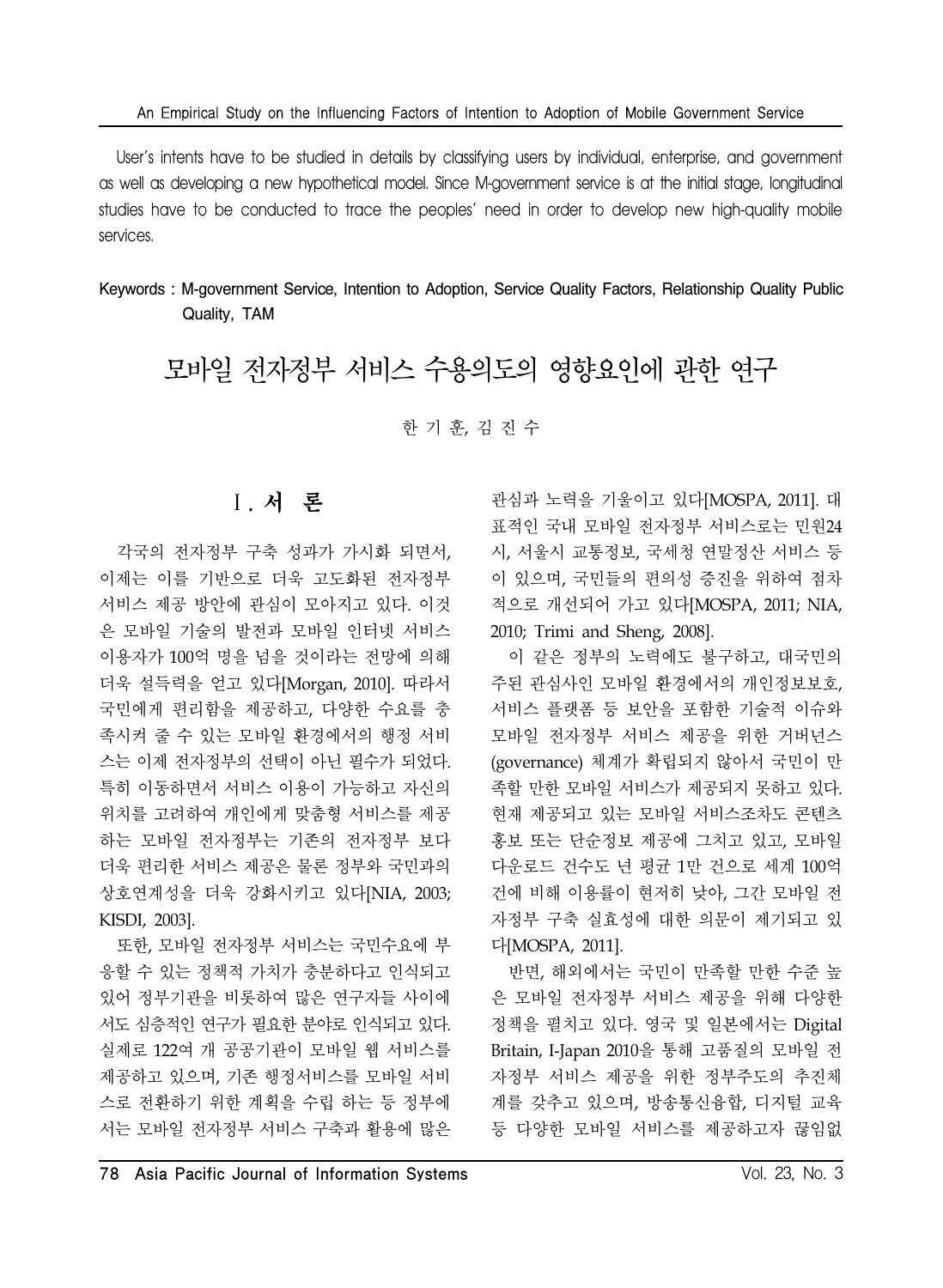User's intents have to be studied in details by classifying users by individual, enterprise, and government as well as developing a new hypothetical model. Since M-government service is at the initial stage, longitudinal studies have to be conducted to trace the peoples' need in order to develop new high-quality mobile services.

Keywords : M-government Service, Intention to Adoption, Service Quality Factors, Relationship Quality Public Quality, TAM

# 모바일 전자정부 서비스 수용의도의 영향요인에 관한 연구

한 기 훈, 김 진 수

## Ⅰ. 서 론

각국의 전자정부 구축 성과가 가시화 되면서, 이제는 이를 기반으로 더욱 고도화된 전자정부 서비스 제공 방안에 관심이 모아지고 있다. 이것은 모바일 기술의 발전과 모바일 인터넷 서비스 이용자가 100억 명을 넘을 것이라는 전망에 의해 더욱 설득력을 얻고 있다[Morgan, 2010]. 따라서 국민에게 편리함을 제공하고, 다양한 수요를 충족시켜 줄 수 있는 모바일 환경에서의 행정 서비스는 이제 전자정부의 선택이 아닌 필수가 되었다. 특히 이동하면서 서비스 이용이 가능하고 자신의 위치를 고려하여 개인에게 맞춤형 서비스를 제공하는 모바일 전자정부는 기존의 전자정부 보다 더욱 편리한 서비스 제공은 물론 정부와 국민과의 상호연계성을 더욱 강화시키고 있다[NIA, 2003; KISDI, 2003].

또한, 모바일 전자정부 서비스는 국민수요에 부응할 수 있는 정책적 가치가 충분하다고 인식되고 있어 정부기관을 비롯하여 많은 연구자들 사이에서도 심층적인 연구가 필요한 분야로 인식되고 있다. 실제로 122여 개 공공기관이 모바일 웹 서비스를 제공하고 있으며, 기존 행정서비스를 모바일 서비스로 전환하기 위한 계획을 수립 하는 등 정부에서는 모바일 전자정부 서비스 구축과 활용에 많은 관심과 노력을 기울이고 있다[MOSPA, 2011]. 대표적인 국내 모바일 전자정부 서비스로는 민원24시, 서울시 교통정보, 국세청 연말정산 서비스 등이 있으며, 국민들의 편의성 증진을 위하여 점차적으로 개선되어 가고 있다[MOSPA, 2011; NIA, 2010; Trimi and Sheng, 2008].

이 같은 정부의 노력에도 불구하고, 대국민의 주된 관심사인 모바일 환경에서의 개인정보보호, 서비스 플랫폼 등 보안을 포함한 기술적 이슈와 모바일 전자정부 서비스 제공을 위한 거버넌스(governance) 체계가 확립되지 않아서 국민이 만족할 만한 모바일 서비스가 제공되지 못하고 있다. 현재 제공되고 있는 모바일 서비스조차도 콘텐츠 홍보 또는 단순정보 제공에 그치고 있고, 모바일 다운로드 건수도 년 평균 1만 건으로 세계 100억 건에 비해 이용률이 현저히 낮아, 그간 모바일 전자정부 구축 실효성에 대한 의문이 제기되고 있다[MOSPA, 2011].

반면, 해외에서는 국민이 만족할 만한 수준 높은 모바일 전자정부 서비스 제공을 위해 다양한 정책을 펼치고 있다. 영국 및 일본에서는 Digital Britain, I-Japan 2010을 통해 고품질의 모바일 전자정부 서비스 제공을 위한 정부주도의 추진체계를 갖추고 있으며, 방송통신융합, 디지털 교육 등 다양한 모바일 서비스를 제공하고자 끊임없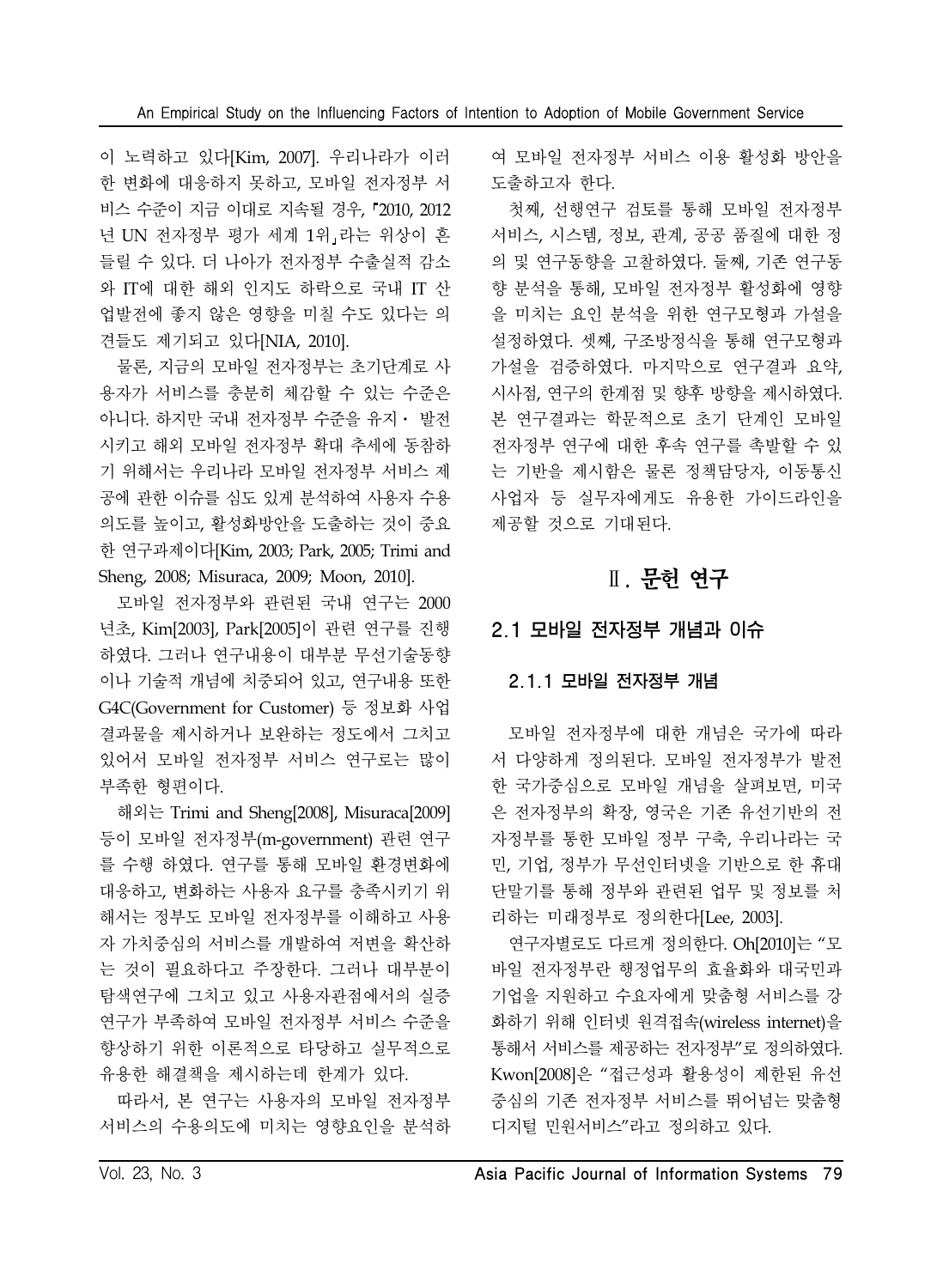이 노력하고 있다[Kim, 2007]. 우리나라가 이러한 변화에 대응하지 못하고, 모바일 전자정부 서비스 수준이 지금 이대로 지속될 경우, 『2010, 2012년 UN 전자정부 평가 세계 1위』라는 위상이 흔들릴 수 있다. 더 나아가 전자정부 수출실적 감소와 IT에 대한 해외 인지도 하락으로 국내 IT 산업발전에 좋지 않은 영향을 미칠 수도 있다는 의견들도 제기되고 있다[NIA, 2010].

물론, 지금의 모바일 전자정부는 초기단계로 사용자가 서비스를 충분히 체감할 수 있는 수준은 아니다. 하지만 국내 전자정부 수준을 유지・발전시키고 해외 모바일 전자정부 확대 추세에 동참하기 위해서는 우리나라 모바일 전자정부 서비스 제공에 관한 이슈를 심도 있게 분석하여 사용자 수용의도를 높이고, 활성화방안을 도출하는 것이 중요한 연구과제이다[Kim, 2003; Park, 2005; Trimi and Sheng, 2008; Misuraca, 2009; Moon, 2010].

모바일 전자정부와 관련된 국내 연구는 2000년초, Kim[2003], Park[2005]이 관련 연구를 진행하였다. 그러나 연구내용이 대부분 무선기술동향이나 기술적 개념에 치중되어 있고, 연구내용 또한 G4C(Government for Customer) 등 정보화 사업 결과물을 제시하거나 보완하는 정도에서 그치고 있어서 모바일 전자정부 서비스 연구로는 많이 부족한 형편이다.

해외는 Trimi and Sheng[2008], Misuraca[2009] 등이 모바일 전자정부(m-government) 관련 연구를 수행 하였다. 연구를 통해 모바일 환경변화에 대응하고, 변화하는 사용자 요구를 충족시키기 위해서는 정부도 모바일 전자정부를 이해하고 사용자 가치중심의 서비스를 개발하여 저변을 확산하는 것이 필요하다고 주장한다. 그러나 대부분이 탐색연구에 그치고 있고 사용자관점에서의 실증연구가 부족하여 모바일 전자정부 서비스 수준을 향상하기 위한 이론적으로 타당하고 실무적으로 유용한 해결책을 제시하는데 한계가 있다.

따라서, 본 연구는 사용자의 모바일 전자정부 서비스의 수용의도에 미치는 영향요인을 분석하여 모바일 전자정부 서비스 이용 활성화 방안을 도출하고자 한다.

첫째, 선행연구 검토를 통해 모바일 전자정부 서비스, 시스템, 정보, 관계, 공공 품질에 대한 정의 및 연구동향을 고찰하였다. 둘째, 기존 연구동향 분석을 통해, 모바일 전자정부 활성화에 영향을 미치는 요인 분석을 위한 연구모형과 가설을 설정하였다. 셋째, 구조방정식을 통해 연구모형과 가설을 검증하였다. 마지막으로 연구결과 요약, 시사점, 연구의 한계점 및 향후 방향을 제시하였다. 본 연구결과는 학문적으로 초기 단계인 모바일 전자정부 연구에 대한 후속 연구를 촉발할 수 있는 기반을 제시함은 물론 정책담당자, 이동통신 사업자 등 실무자에게도 유용한 가이드라인을 제공할 것으로 기대된다.

# Ⅱ. 문헌 연구

## 2.1 모바일 전자정부 개념과 이슈

### 2.1.1 모바일 전자정부 개념

모바일 전자정부에 대한 개념은 국가에 따라서 다양하게 정의된다. 모바일 전자정부가 발전한 국가중심으로 모바일 개념을 살펴보면, 미국은 전자정부의 확장, 영국은 기존 유선기반의 전자정부를 통한 모바일 정부 구축, 우리나라는 국민, 기업, 정부가 무선인터넷을 기반으로 한 휴대단말기를 통해 정부와 관련된 업무 및 정보를 처리하는 미래정부로 정의한다[Lee, 2003].

연구자별로도 다르게 정의한다. Oh[2010]는 "모바일 전자정부란 행정업무의 효율화와 대국민과 기업을 지원하고 수요자에게 맞춤형 서비스를 강화하기 위해 인터넷 원격접속(wireless internet)을 통해서 서비스를 제공하는 전자정부"로 정의하였다. Kwon[2008]은 "접근성과 활용성이 제한된 유선중심의 기존 전자정부 서비스를 뛰어넘는 맞춤형 디지털 민원서비스"라고 정의하고 있다.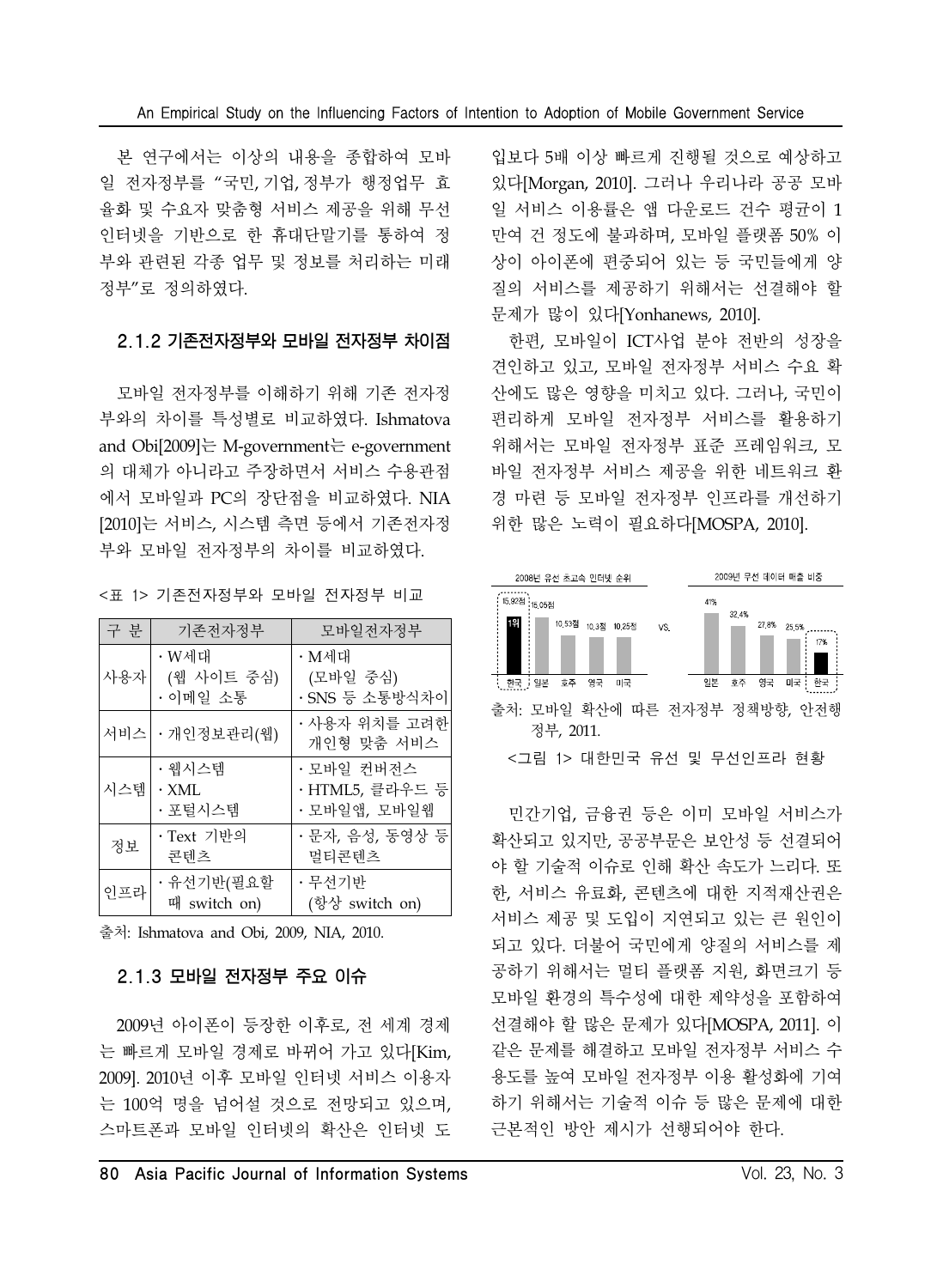본 연구에서는 이상의 내용을 종합하여 모바일 전자정부를 "국민, 기업, 정부가 행정업무 효율화 및 수요자 맞춤형 서비스 제공을 위해 무선 인터넷을 기반으로 한 휴대단말기를 통하여 정부와 관련된 각종 업무 및 정보를 처리하는 미래 정부"로 정의하였다.

### 2.1.2 기존전자정부와 모바일 전자정부 차이점

모바일 전자정부를 이해하기 위해 기존 전자정부와의 차이를 특성별로 비교하였다. Ishmatova and Obi[2009]는 M-government는 e-government의 대체가 아니라고 주장하면서 서비스 수용관점에서 모바일과 PC의 장단점을 비교하였다. NIA [2010]는 서비스, 시스템 측면 등에서 기존전자정부와 모바일 전자정부의 차이를 비교하였다.

<표 1> 기존전자정부와 모바일 전자정부 비교

| 구 분 | 기존전자정부 | 모바일전자정부 |
|---|---|---|
| 사용자 | · W세대 (웹 사이트 중심) · 이메일 소통 | · M세대 (모바일 중심) · SNS 등 소통방식차이 |
| 서비스 | · 개인정보관리(웹) | · 사용자 위치를 고려한 개인형 맞춤 서비스 |
| 시스템 | · 웹시스템 · XML · 포털시스템 | · 모바일 컨버전스 · HTML5, 클라우드 등 · 모바일앱, 모바일웹 |
| 정보 | · Text 기반의 콘텐츠 | · 문자, 음성, 동영상 등 멀티콘텐츠 |
| 인프라 | · 유선기반(필요할 때 switch on) | · 무선기반 (항상 switch on) |

출처: Ishmatova and Obi, 2009, NIA, 2010.

### 2.1.3 모바일 전자정부 주요 이슈

2009년 아이폰이 등장한 이후로, 전 세계 경제는 빠르게 모바일 경제로 바뀌어 가고 있다[Kim, 2009]. 2010년 이후 모바일 인터넷 서비스 이용자는 100억 명을 넘어설 것으로 전망되고 있으며, 스마트폰과 모바일 인터넷의 확산은 인터넷 도입보다 5배 이상 빠르게 진행될 것으로 예상하고 있다[Morgan, 2010]. 그러나 우리나라 공공 모바일 서비스 이용률은 앱 다운로드 건수 평균이 1만여 건 정도에 불과하며, 모바일 플랫폼 50% 이상이 아이폰에 편중되어 있는 등 국민들에게 양질의 서비스를 제공하기 위해서는 선결해야 할 문제가 많이 있다[Yonhanews, 2010].

한편, 모바일이 ICT사업 분야 전반의 성장을 견인하고 있고, 모바일 전자정부 서비스 수요 확산에도 많은 영향을 미치고 있다. 그러나, 국민이 편리하게 모바일 전자정부 서비스를 활용하기 위해서는 모바일 전자정부 표준 프레임워크, 모바일 전자정부 서비스 제공을 위한 네트워크 환경 마련 등 모바일 전자정부 인프라를 개선하기 위한 많은 노력이 필요하다[MOSPA, 2010].

출처: 모바일 확산에 따른 전자정부 정책방향, 안전행정부, 2011.

<그림 1> 대한민국 유선 및 무선인프라 현황

민간기업, 금융권 등은 이미 모바일 서비스가 확산되고 있지만, 공공부문은 보안성 등 선결되어야 할 기술적 이슈로 인해 확산 속도가 느리다. 또한, 서비스 유료화, 콘텐츠에 대한 지적재산권은 서비스 제공 및 도입이 지연되고 있는 큰 원인이 되고 있다. 더불어 국민에게 양질의 서비스를 제공하기 위해서는 멀티 플랫폼 지원, 화면크기 등 모바일 환경의 특수성에 대한 제약성을 포함하여 선결해야 할 많은 문제가 있다[MOSPA, 2011]. 이 같은 문제를 해결하고 모바일 전자정부 서비스 수용도를 높여 모바일 전자정부 이용 활성화에 기여하기 위해서는 기술적 이슈 등 많은 문제에 대한 근본적인 방안 제시가 선행되어야 한다.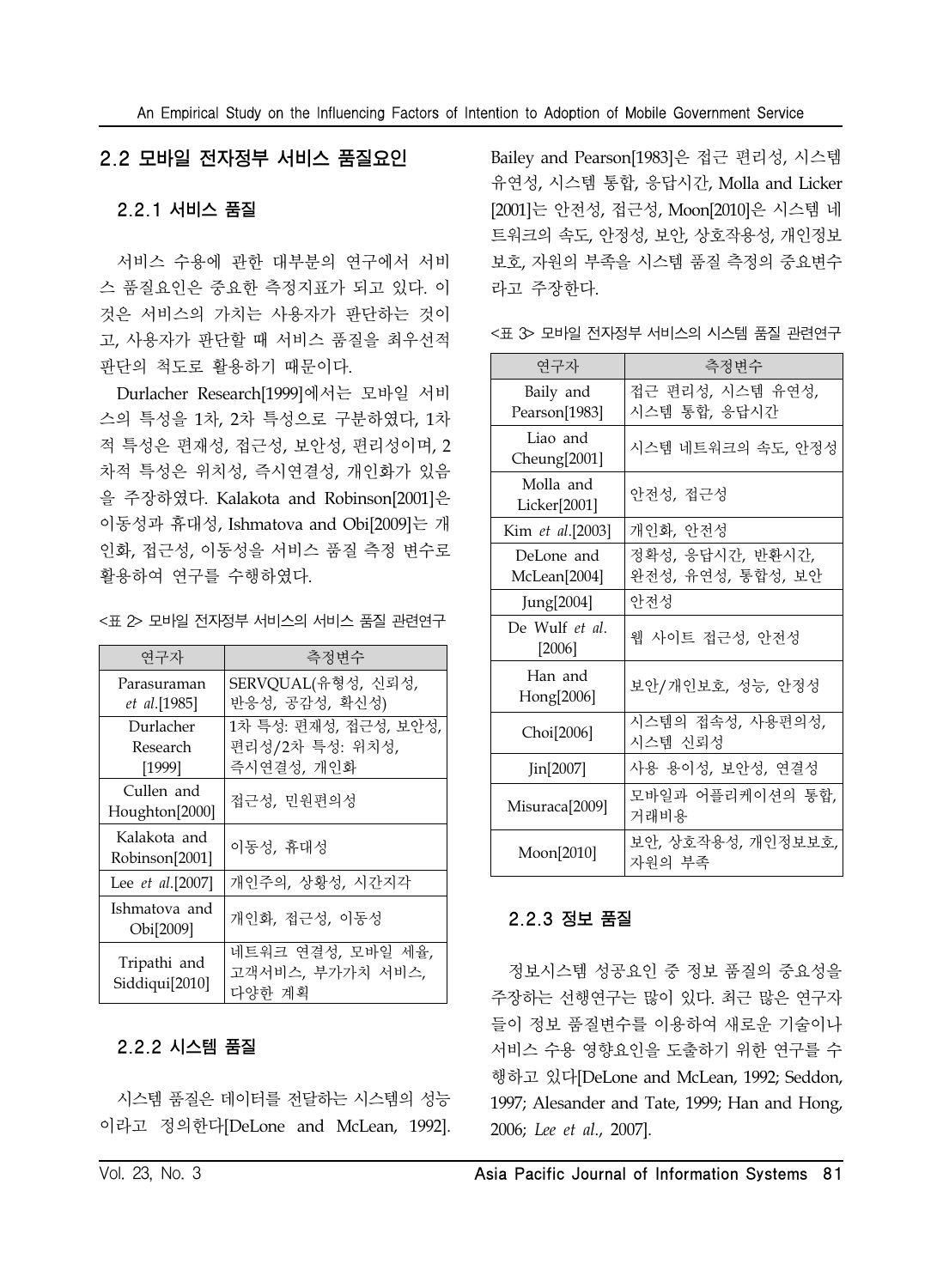## 2.2 모바일 전자정부 서비스 품질요인

### 2.2.1 서비스 품질

서비스 수용에 관한 대부분의 연구에서 서비스 품질요인은 중요한 측정지표가 되고 있다. 이것은 서비스의 가치는 사용자가 판단하는 것이고, 사용자가 판단할 때 서비스 품질을 최우선적 판단의 척도로 활용하기 때문이다.

Durlacher Research[1999]에서는 모바일 서비스의 특성을 1차, 2차 특성으로 구분하였다, 1차적 특성은 편재성, 접근성, 보안성, 편리성이며, 2차적 특성은 위치성, 즉시연결성, 개인화가 있음을 주장하였다. Kalakota and Robinson[2001]은 이동성과 휴대성, Ishmatova and Obi[2009]는 개인화, 접근성, 이동성을 서비스 품질 측정 변수로 활용하여 연구를 수행하였다.

<표 2> 모바일 전자정부 서비스의 서비스 품질 관련연구

| 연구자 | 측정변수 |
|---|---|
| Parasuraman *et al.*[1985] | SERVQUAL(유형성, 신뢰성, 반응성, 공감성, 확신성) |
| Durlacher Research [1999] | 1차 특성: 편재성, 접근성, 보안성, 편리성/2차 특성: 위치성, 즉시연결성, 개인화 |
| Cullen and Houghton[2000] | 접근성, 민원편의성 |
| Kalakota and Robinson[2001] | 이동성, 휴대성 |
| Lee *et al.*[2007] | 개인주의, 상황성, 시간지각 |
| Ishmatova and Obi[2009] | 개인화, 접근성, 이동성 |
| Tripathi and Siddiqui[2010] | 네트워크 연결성, 모바일 세율, 고객서비스, 부가가치 서비스, 다양한 계획 |

### 2.2.2 시스템 품질

시스템 품질은 데이터를 전달하는 시스템의 성능이라고 정의한다[DeLone and McLean, 1992]. Bailey and Pearson[1983]은 접근 편리성, 시스템 유연성, 시스템 통합, 응답시간, Molla and Licker[2001]는 안전성, 접근성, Moon[2010]은 시스템 네트워크의 속도, 안정성, 보안, 상호작용성, 개인정보보호, 자원의 부족을 시스템 품질 측정의 중요변수라고 주장한다.

<표 3> 모바일 전자정부 서비스의 시스템 품질 관련연구

| 연구자 | 측정변수 |
|---|---|
| Baily and Pearson[1983] | 접근 편리성, 시스템 유연성, 시스템 통합, 응답시간 |
| Liao and Cheung[2001] | 시스템 네트워크의 속도, 안정성 |
| Molla and Licker[2001] | 안전성, 접근성 |
| Kim *et al.*[2003] | 개인화, 안전성 |
| DeLone and McLean[2004] | 정확성, 응답시간, 반환시간, 완전성, 유연성, 통합성, 보안 |
| Jung[2004] | 안전성 |
| De Wulf *et al.* [2006] | 웹 사이트 접근성, 안전성 |
| Han and Hong[2006] | 보안/개인보호, 성능, 안정성 |
| Choi[2006] | 시스템의 접속성, 사용편의성, 시스템 신뢰성 |
| Jin[2007] | 사용 용이성, 보안성, 연결성 |
| Misuraca[2009] | 모바일과 어플리케이션의 통합, 거래비용 |
| Moon[2010] | 보안, 상호작용성, 개인정보보호, 자원의 부족 |

### 2.2.3 정보 품질

정보시스템 성공요인 중 정보 품질의 중요성을 주장하는 선행연구는 많이 있다. 최근 많은 연구자들이 정보 품질변수를 이용하여 새로운 기술이나 서비스 수용 영향요인을 도출하기 위한 연구를 수행하고 있다[DeLone and McLean, 1992; Seddon, 1997; Alesander and Tate, 1999; Han and Hong, 2006; *Lee et al.*, 2007].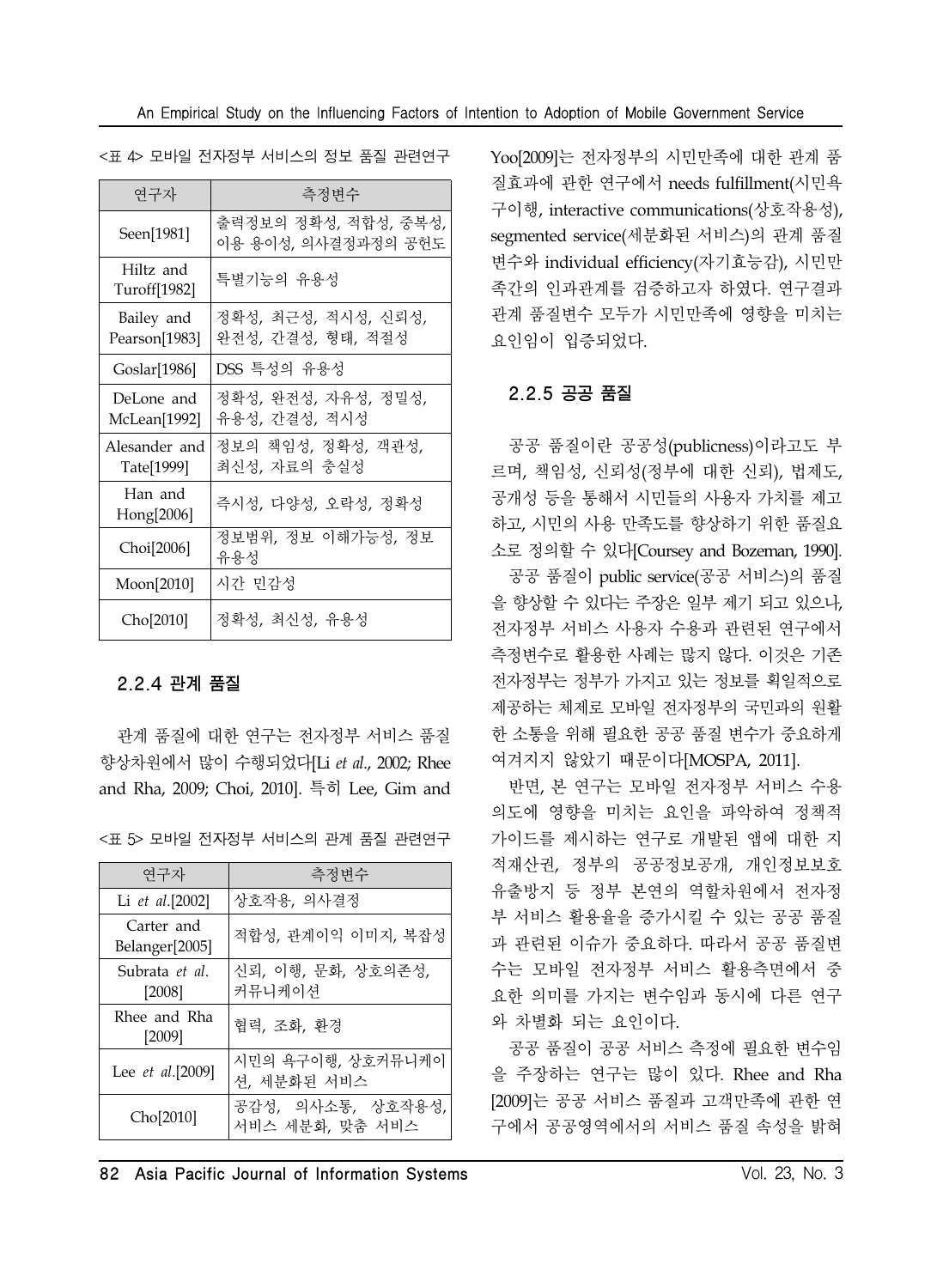<표 4> 모바일 전자정부 서비스의 정보 품질 관련연구

| 연구자 | 측정변수 |
| --- | --- |
| Seen[1981] | 출력정보의 정확성, 적합성, 중복성, 이용 용이성, 의사결정과정의 공헌도 |
| Hiltz and Turoff[1982] | 특별기능의 유용성 |
| Bailey and Pearson[1983] | 정확성, 최근성, 적시성, 신뢰성, 완전성, 간결성, 형태, 적절성 |
| Goslar[1986] | DSS 특성의 유용성 |
| DeLone and McLean[1992] | 정확성, 완전성, 자유성, 정밀성, 유용성, 간결성, 적시성 |
| Alesander and Tate[1999] | 정보의 책임성, 정확성, 객관성, 최신성, 자료의 충실성 |
| Han and Hong[2006] | 즉시성, 다양성, 오락성, 정확성 |
| Choi[2006] | 정보범위, 정보 이해가능성, 정보 유용성 |
| Moon[2010] | 시간 민감성 |
| Cho[2010] | 정확성, 최신성, 유용성 |

### 2.2.4 관계 품질

관계 품질에 대한 연구는 전자정부 서비스 품질 향상차원에서 많이 수행되었다[Li *et al*., 2002; Rhee and Rha, 2009; Choi, 2010]. 특히 Lee, Gim and Yoo[2009]는 전자정부의 시민만족에 대한 관계 품질효과에 관한 연구에서 needs fulfillment(시민욕구이행, interactive communications(상호작용성), segmented service(세분화된 서비스)의 관계 품질변수와 individual efficiency(자기효능감), 시민만족간의 인과관계를 검증하고자 하였다. 연구결과 관계 품질변수 모두가 시민만족에 영향을 미치는 요인임이 입증되었다.

<표 5> 모바일 전자정부 서비스의 관계 품질 관련연구

| 연구자 | 측정변수 |
| --- | --- |
| Li *et al*.[2002] | 상호작용, 의사결정 |
| Carter and Belanger[2005] | 적합성, 관계이익 이미지, 복잡성 |
| Subrata *et al*. [2008] | 신뢰, 이행, 문화, 상호의존성, 커뮤니케이션 |
| Rhee and Rha [2009] | 협력, 조화, 환경 |
| Lee *et al*.[2009] | 시민의 욕구이행, 상호커뮤니케이션, 세분화된 서비스 |
| Cho[2010] | 공감성, 의사소통, 상호작용성, 서비스 세분화, 맞춤 서비스 |

### 2.2.5 공공 품질

공공 품질이란 공공성(publicness)이라고도 부르며, 책임성, 신뢰성(정부에 대한 신뢰), 법제도, 공개성 등을 통해서 시민들의 사용자 가치를 제고하고, 시민의 사용 만족도를 향상하기 위한 품질요소로 정의할 수 있다[Coursey and Bozeman, 1990].

공공 품질이 public service(공공 서비스)의 품질을 향상할 수 있다는 주장은 일부 제기 되고 있으나, 전자정부 서비스 사용자 수용과 관련된 연구에서 측정변수로 활용한 사례는 많지 않다. 이것은 기존 전자정부는 정부가 가지고 있는 정보를 획일적으로 제공하는 체제로 모바일 전자정부의 국민과의 원활한 소통을 위해 필요한 공공 품질 변수가 중요하게 여겨지지 않았기 때문이다[MOSPA, 2011].

반면, 본 연구는 모바일 전자정부 서비스 수용의도에 영향을 미치는 요인을 파악하여 정책적 가이드를 제시하는 연구로 개발된 앱에 대한 지적재산권, 정부의 공공정보공개, 개인정보보호 유출방지 등 정부 본연의 역할차원에서 전자정부 서비스 활용율을 증가시킬 수 있는 공공 품질과 관련된 이슈가 중요하다. 따라서 공공 품질변수는 모바일 전자정부 서비스 활용측면에서 중요한 의미를 가지는 변수임과 동시에 다른 연구와 차별화 되는 요인이다.

공공 품질이 공공 서비스 측정에 필요한 변수임을 주장하는 연구는 많이 있다. Rhee and Rha [2009]는 공공 서비스 품질과 고객만족에 관한 연구에서 공공영역에서의 서비스 품질 속성을 밝혀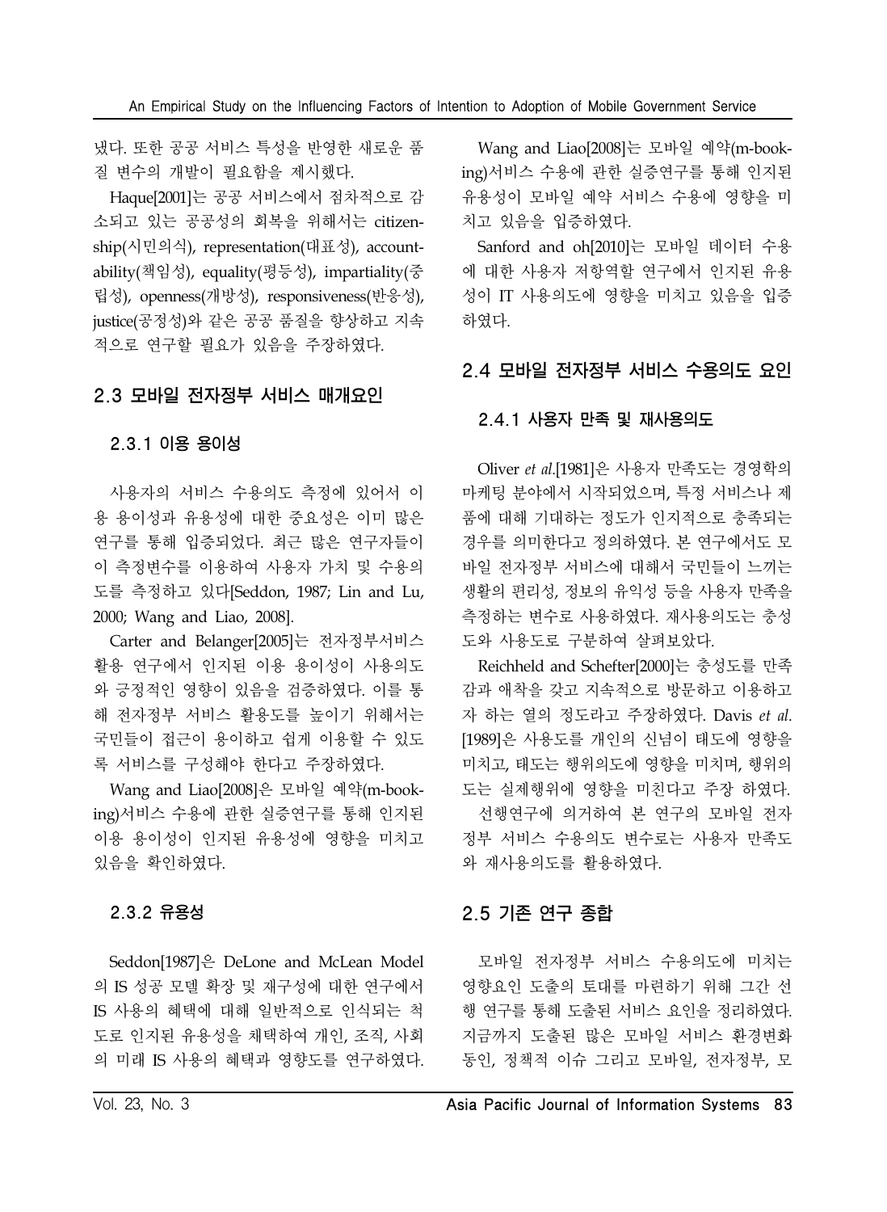냈다. 또한 공공 서비스 특성을 반영한 새로운 품질 변수의 개발이 필요함을 제시했다.

Haque[2001]는 공공 서비스에서 점차적으로 감소되고 있는 공공성의 회복을 위해서는 citizenship(시민의식), representation(대표성), accountability(책임성), equality(평등성), impartiality(중립성), openness(개방성), responsiveness(반응성), justice(공정성)와 같은 공공 품질을 향상하고 지속적으로 연구할 필요가 있음을 주장하였다.

## 2.3 모바일 전자정부 서비스 매개요인

### 2.3.1 이용 용이성

사용자의 서비스 수용의도 측정에 있어서 이용 용이성과 유용성에 대한 중요성은 이미 많은 연구를 통해 입증되었다. 최근 많은 연구자들이 이 측정변수를 이용하여 사용자 가치 및 수용의도를 측정하고 있다[Seddon, 1987; Lin and Lu, 2000; Wang and Liao, 2008].

Carter and Belanger[2005]는 전자정부서비스 활용 연구에서 인지된 이용 용이성이 사용의도와 긍정적인 영향이 있음을 검증하였다. 이를 통해 전자정부 서비스 활용도를 높이기 위해서는 국민들이 접근이 용이하고 쉽게 이용할 수 있도록 서비스를 구성해야 한다고 주장하였다.

Wang and Liao[2008]은 모바일 예약(m-booking)서비스 수용에 관한 실증연구를 통해 인지된 이용 용이성이 인지된 유용성에 영향을 미치고 있음을 확인하였다.

### 2.3.2 유용성

Seddon[1987]은 DeLone and McLean Model의 IS 성공 모델 확장 및 재구성에 대한 연구에서 IS 사용의 혜택에 대해 일반적으로 인식되는 척도로 인지된 유용성을 채택하여 개인, 조직, 사회의 미래 IS 사용의 혜택과 영향도를 연구하였다.

Wang and Liao[2008]는 모바일 예약(m-booking)서비스 수용에 관한 실증연구를 통해 인지된 유용성이 모바일 예약 서비스 수용에 영향을 미치고 있음을 입증하였다.

Sanford and oh[2010]는 모바일 데이터 수용에 대한 사용자 저항역할 연구에서 인지된 유용성이 IT 사용의도에 영향을 미치고 있음을 입증하였다.

## 2.4 모바일 전자정부 서비스 수용의도 요인

### 2.4.1 사용자 만족 및 재사용의도

Oliver *et al.*[1981]은 사용자 만족도는 경영학의 마케팅 분야에서 시작되었으며, 특정 서비스나 제품에 대해 기대하는 정도가 인지적으로 충족되는 경우를 의미한다고 정의하였다. 본 연구에서도 모바일 전자정부 서비스에 대해서 국민들이 느끼는 생활의 편리성, 정보의 유익성 등을 사용자 만족을 측정하는 변수로 사용하였다. 재사용의도는 충성도와 사용도로 구분하여 살펴보았다.

Reichheld and Schefter[2000]는 충성도를 만족감과 애착을 갖고 지속적으로 방문하고 이용하고자 하는 열의 정도라고 주장하였다. Davis *et al.*[1989]은 사용도를 개인의 신념이 태도에 영향을 미치고, 태도는 행위의도에 영향을 미치며, 행위의도는 실제행위에 영향을 미친다고 주장 하였다.

선행연구에 의거하여 본 연구의 모바일 전자정부 서비스 수용의도 변수로는 사용자 만족도와 재사용의도를 활용하였다.

## 2.5 기존 연구 종합

모바일 전자정부 서비스 수용의도에 미치는 영향요인 도출의 토대를 마련하기 위해 그간 선행 연구를 통해 도출된 서비스 요인을 정리하였다. 지금까지 도출된 많은 모바일 서비스 환경변화 동인, 정책적 이슈 그리고 모바일, 전자정부, 모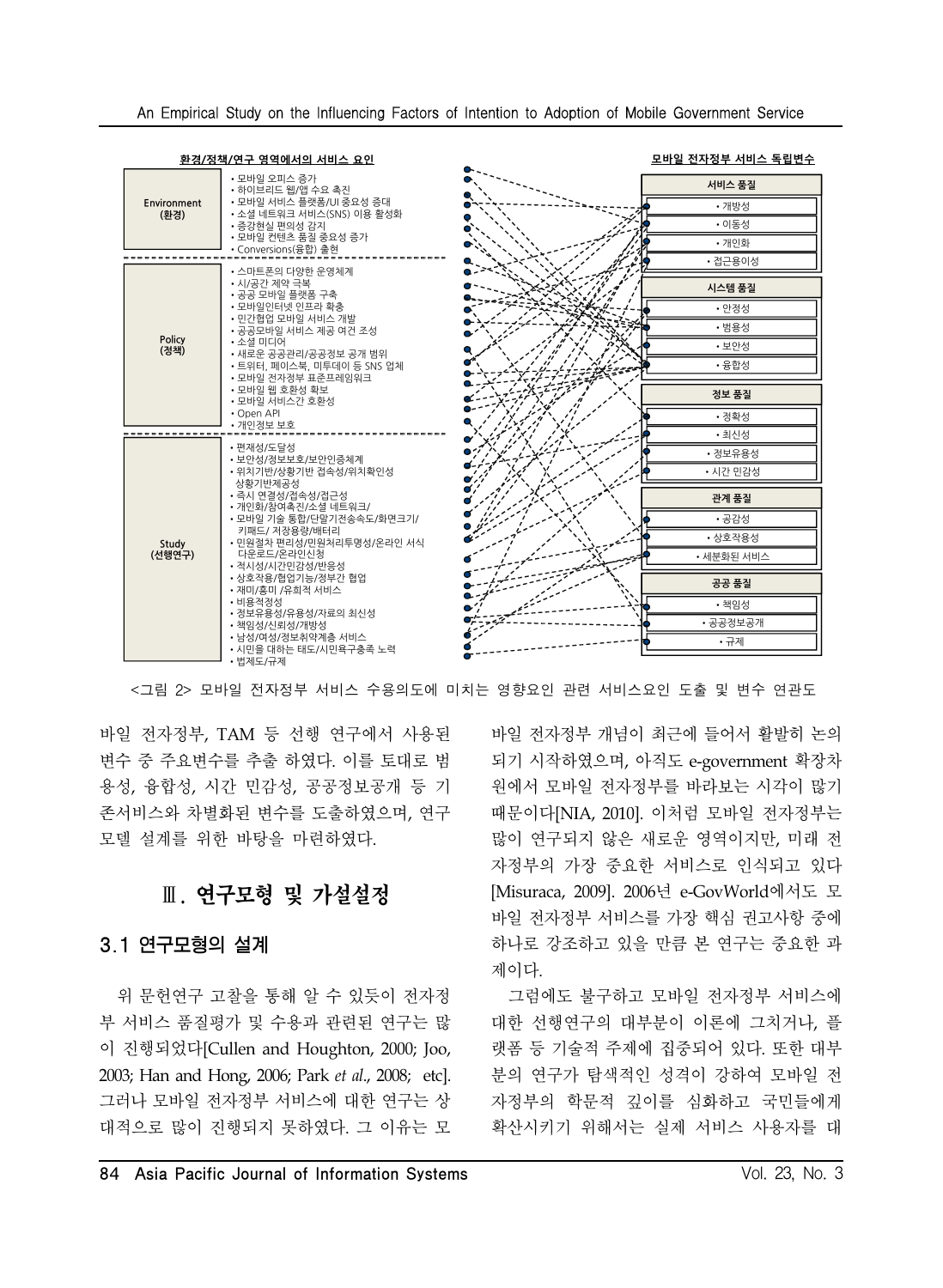**환경/정책/연구 영역에서의 서비스 요인**

**Environment (환경)**
- 모바일 오피스 증가
- 하이브리드 웹/앱 수요 촉진
- 모바일 서비스 플랫폼/UI 중요성 증대
- 소셜 네트워크 서비스(SNS) 이용 활성화
- 증강현실 편의성 감지
- 모바일 컨텐츠 품질 중요성 증가
- Conversions(융합) 출현

**Policy (정책)**
- 스마트폰의 다양한 운영체계
- 시/공간 제약 극복
- 공공 모바일 플랫폼 구축
- 모바일인터넷 인프라 확충
- 민간협업 모바일 서비스 개발
- 공공모바일 서비스 제공 여건 조성
- 소셜 미디어
- 새로운 공공관리/공공정보 공개 범위
- 트위터, 페이스북, 미투데이 등 SNS 업체
- 모바일 전자정부 표준프레임워크
- 모바일 웹 호환성 확보
- 모바일 서비스간 호환성
- Open API
- 개인정보 보호

**Study (선행연구)**
- 편재성/도달성
- 보안성/정보보호/보안인증체계
- 위치기반/상황기반 접속성/위치확인성 상황기반제공성
- 즉시 연결성/접속성/접근성
- 개인화/참여촉진/소셜 네트워크/
- 모바일 기술 통합/단말기전송속도/화면크기/ 키패드/ 저장용량/배터리
- 민원절차 편리성/민원처리투명성/온라인 서식 다운로드/온라인신청
- 적시성/시간민감성/반응성
- 상호작용/협업기능/정부간 협업
- 재미/흥미 /유희적 서비스
- 비용적정성
- 정보유용성/유용성/자료의 최신성
- 책임성/신뢰성/개방성
- 남성/여성/정보취약계층 서비스
- 시민을 대하는 태도/시민욕구충족 노력
- 법제도/규제

**모바일 전자정부 서비스 독립변수**

**서비스 품질**
- 개방성
- 이동성
- 개인화
- 접근용이성

**시스템 품질**
- 안정성
- 범용성
- 보안성
- 융합성

**정보 품질**
- 정확성
- 최신성
- 정보유용성
- 시간 민감성

**관계 품질**
- 공감성
- 상호작용성
- 세분화된 서비스

**공공 품질**
- 책임성
- 공공정보공개
- 규제

<그림 2> 모바일 전자정부 서비스 수용의도에 미치는 영향요인 관련 서비스요인 도출 및 변수 연관도

바일 전자정부, TAM 등 선행 연구에서 사용된 변수 중 주요변수를 추출 하였다. 이를 토대로 범용성, 융합성, 시간 민감성, 공공정보공개 등 기존서비스와 차별화된 변수를 도출하였으며, 연구모델 설계를 위한 바탕을 마련하였다.

## Ⅲ. 연구모형 및 가설설정

### 3.1 연구모형의 설계

위 문헌연구 고찰을 통해 알 수 있듯이 전자정부 서비스 품질평가 및 수용과 관련된 연구는 많이 진행되었다[Cullen and Houghton, 2000; Joo, 2003; Han and Hong, 2006; Park *et al*., 2008; etc]. 그러나 모바일 전자정부 서비스에 대한 연구는 상대적으로 많이 진행되지 못하였다. 그 이유는 모바일 전자정부 개념이 최근에 들어서 활발히 논의되기 시작하였으며, 아직도 e-government 확장차원에서 모바일 전자정부를 바라보는 시각이 많기 때문이다[NIA, 2010]. 이처럼 모바일 전자정부는 많이 연구되지 않은 새로운 영역이지만, 미래 전자정부의 가장 중요한 서비스로 인식되고 있다[Misuraca, 2009]. 2006년 e-GovWorld에서도 모바일 전자정부 서비스를 가장 핵심 권고사항 중에 하나로 강조하고 있을 만큼 본 연구는 중요한 과제이다.

그럼에도 불구하고 모바일 전자정부 서비스에 대한 선행연구의 대부분이 이론에 그치거나, 플랫폼 등 기술적 주제에 집중되어 있다. 또한 대부분의 연구가 탐색적인 성격이 강하여 모바일 전자정부의 학문적 깊이를 심화하고 국민들에게 확산시키기 위해서는 실제 서비스 사용자를 대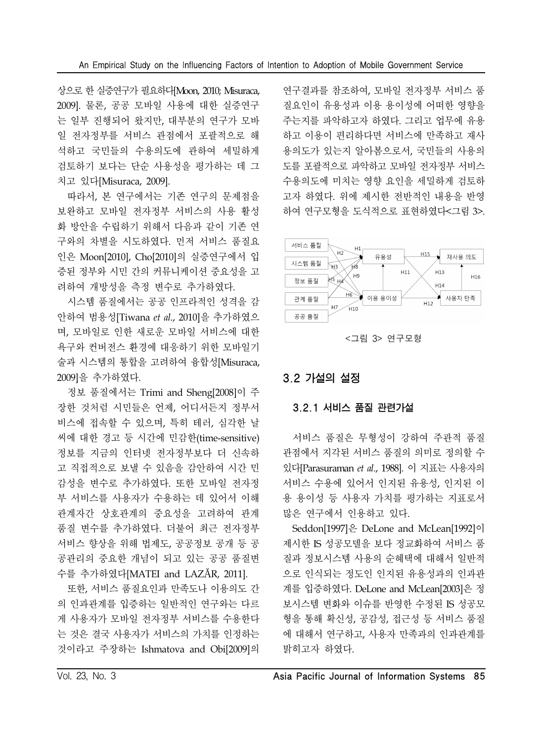상으로 한 실증연구가 필요하다[Moon, 2010; Misuraca, 2009]. 물론, 공공 모바일 사용에 대한 실증연구는 일부 진행되어 왔지만, 대부분의 연구가 모바일 전자정부를 서비스 관점에서 포괄적으로 해석하고 국민들의 수용의도에 관하여 세밀하게 검토하기 보다는 단순 사용성을 평가하는 데 그치고 있다[Misuraca, 2009].

따라서, 본 연구에서는 기존 연구의 문제점을 보완하고 모바일 전자정부 서비스의 사용 활성화 방안을 수립하기 위해서 다음과 같이 기존 연구와의 차별을 시도하였다. 먼저 서비스 품질요인은 Moon[2010], Cho[2010]의 실증연구에서 입증된 정부와 시민 간의 커뮤니케이션 중요성을 고려하여 개방성을 측정 변수로 추가하였다.

시스템 품질에서는 공공 인프라적인 성격을 감안하여 범용성[Tiwana *et al*., 2010]을 추가하였으며, 모바일로 인한 새로운 모바일 서비스에 대한 욕구와 컨버전스 환경에 대응하기 위한 모바일기술과 시스템의 통합을 고려하여 융합성[Misuraca, 2009]을 추가하였다.

정보 품질에서는 Trimi and Sheng[2008]이 주장한 것처럼 시민들은 언제, 어디서든지 정부서비스에 접속할 수 있으며, 특히 테러, 심각한 날씨에 대한 경고 등 시간에 민감한(time-sensitive) 정보를 지금의 인터넷 전자정부보다 더 신속하고 직접적으로 보낼 수 있음을 감안하여 시간 민감성을 변수로 추가하였다. 또한 모바일 전자정부 서비스를 사용자가 수용하는 데 있어서 이해관계자간 상호관계의 중요성을 고려하여 관계 품질 변수를 추가하였다. 더불어 최근 전자정부 서비스 향상을 위해 법제도, 공공정보 공개 등 공공관리의 중요한 개념이 되고 있는 공공 품질변수를 추가하였다[MATEI and LAZĂR, 2011].

또한, 서비스 품질요인과 만족도나 이용의도 간의 인과관계를 입증하는 일반적인 연구와는 다르게 사용자가 모바일 전자정부 서비스를 수용한다는 것은 결국 사용자가 서비스의 가치를 인정하는 것이라고 주장하는 Ishmatova and Obi[2009]의 연구결과를 참조하여, 모바일 전자정부 서비스 품질요인이 유용성과 이용 용이성에 어떠한 영향을 주는지를 파악하고자 하였다. 그리고 업무에 유용하고 이용이 편리하다면 서비스에 만족하고 재사용의도가 있는지 알아봄으로서, 국민들의 사용의도를 포괄적으로 파악하고 모바일 전자정부 서비스 수용의도에 미치는 영향 요인을 세밀하게 검토하고자 하였다. 위에 제시한 전반적인 내용을 반영하여 연구모형을 도식적으로 표현하였다<그림 3>.

<그림 3> 연구모형

## 3.2 가설의 설정

### 3.2.1 서비스 품질 관련가설

서비스 품질은 무형성이 강하여 주관적 품질 관점에서 지각된 서비스 품질의 의미로 정의할 수 있다[Parasuraman *et al*., 1988]. 이 지표는 사용자의 서비스 수용에 있어서 인지된 유용성, 인지된 이용 용이성 등 사용자 가치를 평가하는 지표로서 많은 연구에서 인용하고 있다.

Seddon[1997]은 DeLone and McLean[1992]이 제시한 IS 성공모델을 보다 정교화하여 서비스 품질과 정보시스템 사용의 순혜택에 대해서 일반적으로 인식되는 정도인 인지된 유용성과의 인과관계를 입증하였다. DeLone and McLean[2003]은 정보시스템 변화와 이슈를 반영한 수정된 IS 성공모형을 통해 확신성, 공감성, 접근성 등 서비스 품질에 대해서 연구하고, 사용자 만족과의 인과관계를 밝히고자 하였다.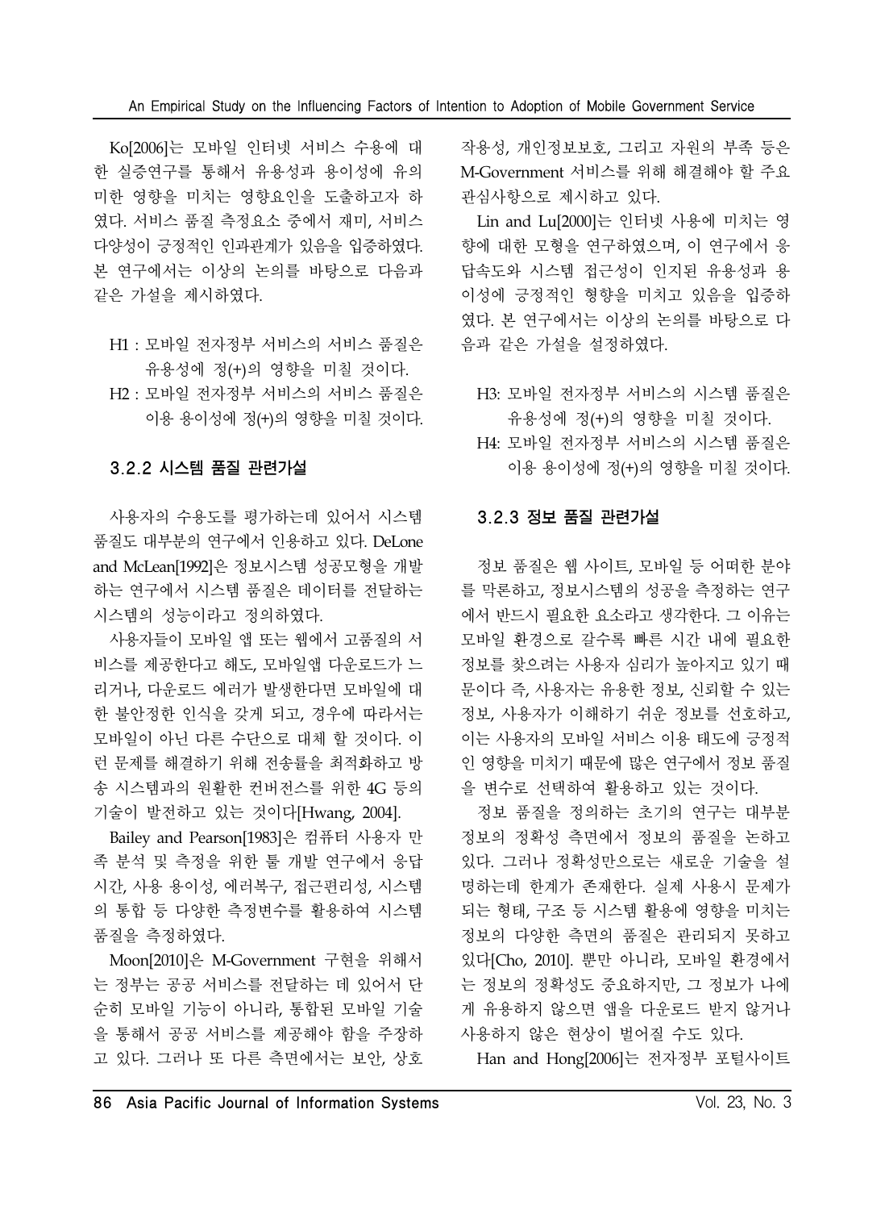Ko[2006]는 모바일 인터넷 서비스 수용에 대한 실증연구를 통해서 유용성과 용이성에 유의미한 영향을 미치는 영향요인을 도출하고자 하였다. 서비스 품질 측정요소 중에서 재미, 서비스 다양성이 긍정적인 인과관계가 있음을 입증하였다. 본 연구에서는 이상의 논의를 바탕으로 다음과 같은 가설을 제시하였다.

- H1 : 모바일 전자정부 서비스의 서비스 품질은 유용성에 정(+)의 영향을 미칠 것이다.
- H2 : 모바일 전자정부 서비스의 서비스 품질은 이용 용이성에 정(+)의 영향을 미칠 것이다.

### 3.2.2 시스템 품질 관련가설

사용자의 수용도를 평가하는데 있어서 시스템 품질도 대부분의 연구에서 인용하고 있다. DeLone and McLean[1992]은 정보시스템 성공모형을 개발하는 연구에서 시스템 품질은 데이터를 전달하는 시스템의 성능이라고 정의하였다.

사용자들이 모바일 앱 또는 웹에서 고품질의 서비스를 제공한다고 해도, 모바일앱 다운로드가 느리거나, 다운로드 에러가 발생한다면 모바일에 대한 불안정한 인식을 갖게 되고, 경우에 따라서는 모바일이 아닌 다른 수단으로 대체 할 것이다. 이런 문제를 해결하기 위해 전송률을 최적화하고 방송 시스템과의 원활한 컨버전스를 위한 4G 등의 기술이 발전하고 있는 것이다[Hwang, 2004].

Bailey and Pearson[1983]은 컴퓨터 사용자 만족 분석 및 측정을 위한 툴 개발 연구에서 응답시간, 사용 용이성, 에러복구, 접근편리성, 시스템의 통합 등 다양한 측정변수를 활용하여 시스템 품질을 측정하였다.

Moon[2010]은 M-Government 구현을 위해서는 정부는 공공 서비스를 전달하는 데 있어서 단순히 모바일 기능이 아니라, 통합된 모바일 기술을 통해서 공공 서비스를 제공해야 함을 주장하고 있다. 그러나 또 다른 측면에서는 보안, 상호작용성, 개인정보보호, 그리고 자원의 부족 등은 M-Government 서비스를 위해 해결해야 할 주요 관심사항으로 제시하고 있다.

Lin and Lu[2000]는 인터넷 사용에 미치는 영향에 대한 모형을 연구하였으며, 이 연구에서 응답속도와 시스템 접근성이 인지된 유용성과 용이성에 긍정적인 형향을 미치고 있음을 입증하였다. 본 연구에서는 이상의 논의를 바탕으로 다음과 같은 가설을 설정하였다.

- H3: 모바일 전자정부 서비스의 시스템 품질은 유용성에 정(+)의 영향을 미칠 것이다.
- H4: 모바일 전자정부 서비스의 시스템 품질은 이용 용이성에 정(+)의 영향을 미칠 것이다.

### 3.2.3 정보 품질 관련가설

정보 품질은 웹 사이트, 모바일 등 어떠한 분야를 막론하고, 정보시스템의 성공을 측정하는 연구에서 반드시 필요한 요소라고 생각한다. 그 이유는 모바일 환경으로 갈수록 빠른 시간 내에 필요한 정보를 찾으려는 사용자 심리가 높아지고 있기 때문이다 즉, 사용자는 유용한 정보, 신뢰할 수 있는 정보, 사용자가 이해하기 쉬운 정보를 선호하고, 이는 사용자의 모바일 서비스 이용 태도에 긍정적인 영향을 미치기 때문에 많은 연구에서 정보 품질을 변수로 선택하여 활용하고 있는 것이다.

정보 품질을 정의하는 초기의 연구는 대부분 정보의 정확성 측면에서 정보의 품질을 논하고 있다. 그러나 정확성만으로는 새로운 기술을 설명하는데 한계가 존재한다. 실제 사용시 문제가 되는 형태, 구조 등 시스템 활용에 영향을 미치는 정보의 다양한 측면의 품질은 관리되지 못하고 있다[Cho, 2010]. 뿐만 아니라, 모바일 환경에서는 정보의 정확성도 중요하지만, 그 정보가 나에게 유용하지 않으면 앱을 다운로드 받지 않거나 사용하지 않은 현상이 벌어질 수도 있다.

Han and Hong[2006]는 전자정부 포털사이트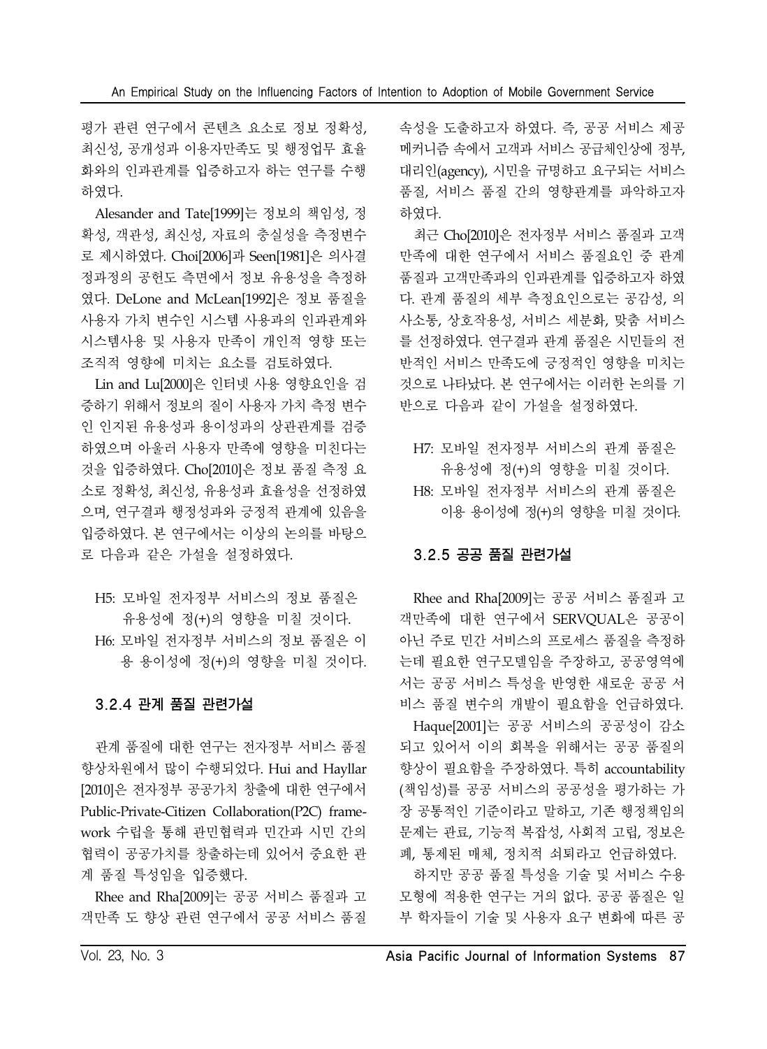평가 관련 연구에서 콘텐츠 요소로 정보 정확성, 최신성, 공개성과 이용자만족도 및 행정업무 효율화와의 인과관계를 입증하고자 하는 연구를 수행하였다.

Alesander and Tate[1999]는 정보의 책임성, 정확성, 객관성, 최신성, 자료의 충실성을 측정변수로 제시하였다. Choi[2006]과 Seen[1981]은 의사결정과정의 공헌도 측면에서 정보 유용성을 측정하였다. DeLone and McLean[1992]은 정보 품질을 사용자 가치 변수인 시스템 사용과의 인과관계와 시스템사용 및 사용자 만족이 개인적 영향 또는 조직적 영향에 미치는 요소를 검토하였다.

Lin and Lu[2000]은 인터넷 사용 영향요인을 검증하기 위해서 정보의 질이 사용자 가치 측정 변수인 인지된 유용성과 용이성과의 상관관계를 검증하였으며 아울러 사용자 만족에 영향을 미친다는 것을 입증하였다. Cho[2010]은 정보 품질 측정 요소로 정확성, 최신성, 유용성과 효율성을 선정하였으며, 연구결과 행정성과와 긍정적 관계에 있음을 입증하였다. 본 연구에서는 이상의 논의를 바탕으로 다음과 같은 가설을 설정하였다.

H5: 모바일 전자정부 서비스의 정보 품질은 유용성에 정(+)의 영향을 미칠 것이다.
H6: 모바일 전자정부 서비스의 정보 품질은 이용 용이성에 정(+)의 영향을 미칠 것이다.

### 3.2.4 관계 품질 관련가설

관계 품질에 대한 연구는 전자정부 서비스 품질 향상차원에서 많이 수행되었다. Hui and Hayllar [2010]은 전자정부 공공가치 창출에 대한 연구에서 Public-Private-Citizen Collaboration(P2C) framework 수립을 통해 관민협력과 민간과 시민 간의 협력이 공공가치를 창출하는데 있어서 중요한 관계 품질 특성임을 입증했다.

Rhee and Rha[2009]는 공공 서비스 품질과 고객만족 도 향상 관련 연구에서 공공 서비스 품질 속성을 도출하고자 하였다. 즉, 공공 서비스 제공 메커니즘 속에서 고객과 서비스 공급체인상에 정부, 대리인(agency), 시민을 규명하고 요구되는 서비스 품질, 서비스 품질 간의 영향관계를 파악하고자 하였다.

최근 Cho[2010]은 전자정부 서비스 품질과 고객만족에 대한 연구에서 서비스 품질요인 중 관계 품질과 고객만족과의 인과관계를 입증하고자 하였다. 관계 품질의 세부 측정요인으로는 공감성, 의사소통, 상호작용성, 서비스 세분화, 맞춤 서비스를 선정하였다. 연구결과 관계 품질은 시민들의 전반적인 서비스 만족도에 긍정적인 영향을 미치는 것으로 나타났다. 본 연구에서는 이러한 논의를 기반으로 다음과 같이 가설을 설정하였다.

H7: 모바일 전자정부 서비스의 관계 품질은 유용성에 정(+)의 영향을 미칠 것이다.
H8: 모바일 전자정부 서비스의 관계 품질은 이용 용이성에 정(+)의 영향을 미칠 것이다.

### 3.2.5 공공 품질 관련가설

Rhee and Rha[2009]는 공공 서비스 품질과 고객만족에 대한 연구에서 SERVQUAL은 공공이 아닌 주로 민간 서비스의 프로세스 품질을 측정하는데 필요한 연구모델임을 주장하고, 공공영역에서는 공공 서비스 특성을 반영한 새로운 공공 서비스 품질 변수의 개발이 필요함을 언급하였다.

Haque[2001]는 공공 서비스의 공공성이 감소되고 있어서 이의 회복을 위해서는 공공 품질의 향상이 필요함을 주장하였다. 특히 accountability (책임성)를 공공 서비스의 공공성을 평가하는 가장 공통적인 기준이라고 말하고, 기존 행정책임의 문제는 관료, 기능적 복잡성, 사회적 고립, 정보은폐, 통제된 매체, 정치적 쇠퇴라고 언급하였다.

하지만 공공 품질 특성을 기술 및 서비스 수용 모형에 적용한 연구는 거의 없다. 공공 품질은 일부 학자들이 기술 및 사용자 요구 변화에 따른 공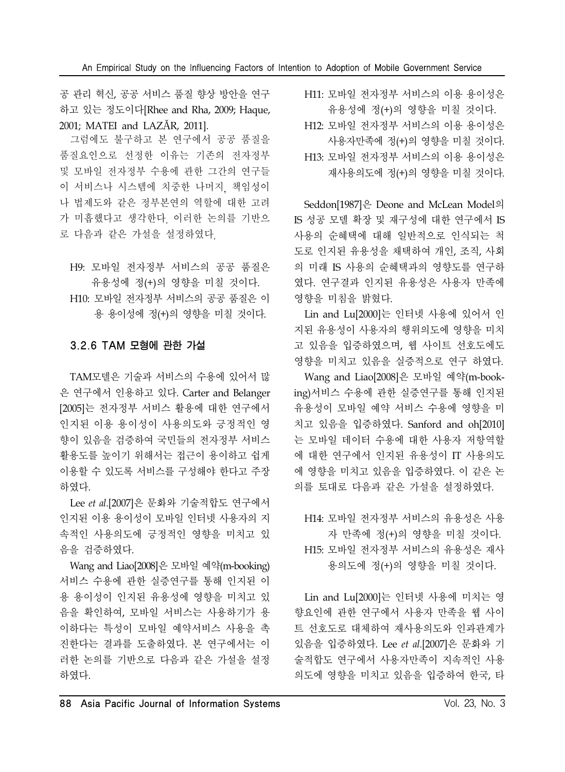공 관리 혁신, 공공 서비스 품질 향상 방안을 연구하고 있는 정도이다[Rhee and Rha, 2009; Haque, 2001; MATEI and LAZĂR, 2011].

그럼에도 불구하고 본 연구에서 공공 품질을 품질요인으로 선정한 이유는 기존의 전자정부 및 모바일 전자정부 수용에 관한 그간의 연구들이 서비스나 시스템에 치중한 나머지, 책임성이나 법제도와 같은 정부본연의 역할에 대한 고려가 미흡했다고 생각한다. 이러한 논의를 기반으로 다음과 같은 가설을 설정하였다.

- H9: 모바일 전자정부 서비스의 공공 품질은 유용성에 정(+)의 영향을 미칠 것이다.
- H10: 모바일 전자정부 서비스의 공공 품질은 이용 용이성에 정(+)의 영향을 미칠 것이다.

### 3.2.6 TAM 모형에 관한 가설

TAM모델은 기술과 서비스의 수용에 있어서 많은 연구에서 인용하고 있다. Carter and Belanger [2005]는 전자정부 서비스 활용에 대한 연구에서 인지된 이용 용이성이 사용의도와 긍정적인 영향이 있음을 검증하여 국민들의 전자정부 서비스 활용도를 높이기 위해서는 접근이 용이하고 쉽게 이용할 수 있도록 서비스를 구성해야 한다고 주장하였다.

Lee *et al*.[2007]은 문화와 기술적합도 연구에서 인지된 이용 용이성이 모바일 인터넷 사용자의 지속적인 사용의도에 긍정적인 영향을 미치고 있음을 검증하였다.

Wang and Liao[2008]은 모바일 예약(m-booking) 서비스 수용에 관한 실증연구를 통해 인지된 이용 용이성이 인지된 유용성에 영향을 미치고 있음을 확인하여, 모바일 서비스는 사용하기가 용이하다는 특성이 모바일 예약서비스 사용을 촉진한다는 결과를 도출하였다. 본 연구에서는 이러한 논의를 기반으로 다음과 같은 가설을 설정하였다.

- H11: 모바일 전자정부 서비스의 이용 용이성은 유용성에 정(+)의 영향을 미칠 것이다.
- H12: 모바일 전자정부 서비스의 이용 용이성은 사용자만족에 정(+)의 영향을 미칠 것이다.
- H13: 모바일 전자정부 서비스의 이용 용이성은 재사용의도에 정(+)의 영향을 미칠 것이다.

Seddon[1987]은 Deone and McLean Model의 IS 성공 모델 확장 및 재구성에 대한 연구에서 IS 사용의 순혜택에 대해 일반적으로 인식되는 척도로 인지된 유용성을 채택하여 개인, 조직, 사회의 미래 IS 사용의 순혜택과의 영향도를 연구하였다. 연구결과 인지된 유용성은 사용자 만족에 영향을 미침을 밝혔다.

Lin and Lu[2000]는 인터넷 사용에 있어서 인지된 유용성이 사용자의 행위의도에 영향을 미치고 있음을 입증하였으며, 웹 사이트 선호도에도 영향을 미치고 있음을 실증적으로 연구 하였다.

Wang and Liao[2008]은 모바일 예약(m-booking)서비스 수용에 관한 실증연구를 통해 인지된 유용성이 모바일 예약 서비스 수용에 영향을 미치고 있음을 입증하였다. Sanford and oh[2010]는 모바일 데이터 수용에 대한 사용자 저항역할에 대한 연구에서 인지된 유용성이 IT 사용의도에 영향을 미치고 있음을 입증하였다. 이 같은 논의를 토대로 다음과 같은 가설을 설정하였다.

- H14: 모바일 전자정부 서비스의 유용성은 사용자 만족에 정(+)의 영향을 미칠 것이다.
- H15: 모바일 전자정부 서비스의 유용성은 재사용의도에 정(+)의 영향을 미칠 것이다.

Lin and Lu[2000]는 인터넷 사용에 미치는 영향요인에 관한 연구에서 사용자 만족을 웹 사이트 선호도로 대체하여 재사용의도와 인과관계가 있음을 입증하였다. Lee *et al*.[2007]은 문화와 기술적합도 연구에서 사용자만족이 지속적인 사용의도에 영향을 미치고 있음을 입증하여 한국, 타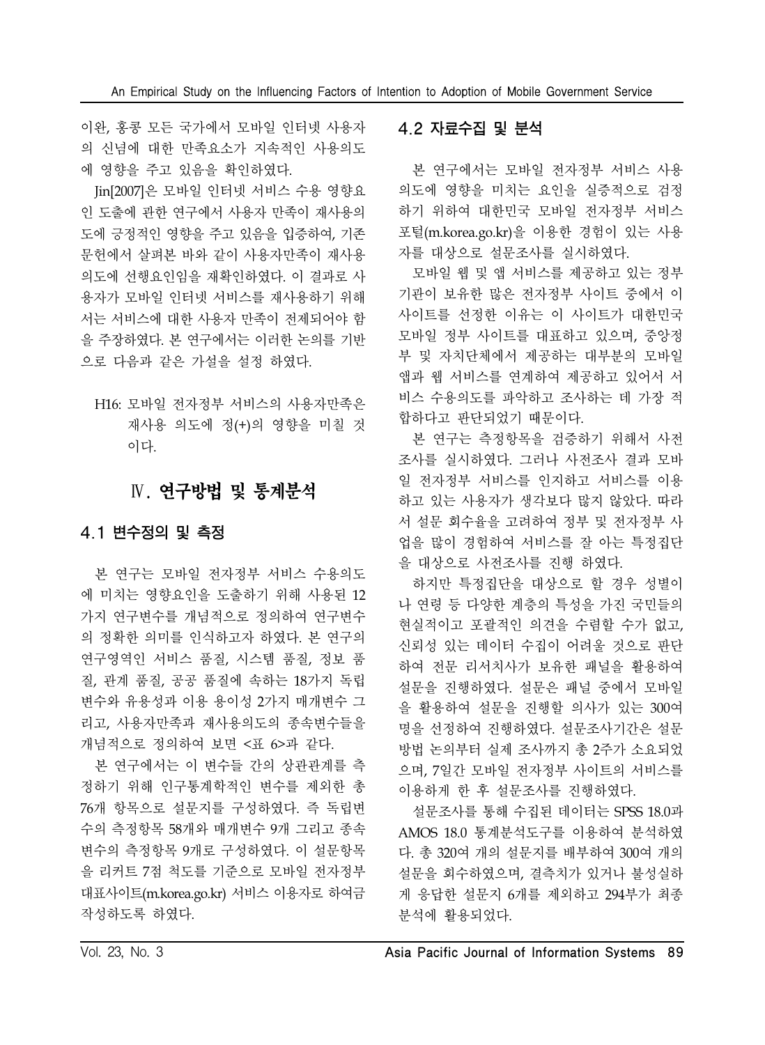이완, 홍콩 모든 국가에서 모바일 인터넷 사용자의 신념에 대한 만족요소가 지속적인 사용의도에 영향을 주고 있음을 확인하였다.

Jin[2007]은 모바일 인터넷 서비스 수용 영향요인 도출에 관한 연구에서 사용자 만족이 재사용의도에 긍정적인 영향을 주고 있음을 입증하여, 기존 문헌에서 살펴본 바와 같이 사용자만족이 재사용의도에 선행요인임을 재확인하였다. 이 결과로 사용자가 모바일 인터넷 서비스를 재사용하기 위해서는 서비스에 대한 사용자 만족이 전제되어야 함을 주장하였다. 본 연구에서는 이러한 논의를 기반으로 다음과 같은 가설을 설정 하였다.

H16: 모바일 전자정부 서비스의 사용자만족은 재사용 의도에 정(+)의 영향을 미칠 것이다.

## Ⅳ. 연구방법 및 통계분석

### 4.1 변수정의 및 측정

본 연구는 모바일 전자정부 서비스 수용의도에 미치는 영향요인을 도출하기 위해 사용된 12가지 연구변수를 개념적으로 정의하여 연구변수의 정확한 의미를 인식하고자 하였다. 본 연구의 연구영역인 서비스 품질, 시스템 품질, 정보 품질, 관계 품질, 공공 품질에 속하는 18가지 독립변수와 유용성과 이용 용이성 2가지 매개변수 그리고, 사용자만족과 재사용의도의 종속변수들을 개념적으로 정의하여 보면 <표 6>과 같다.

본 연구에서는 이 변수들 간의 상관관계를 측정하기 위해 인구통계학적인 변수를 제외한 총 76개 항목으로 설문지를 구성하였다. 즉 독립변수의 측정항목 58개와 매개변수 9개 그리고 종속변수의 측정항목 9개로 구성하였다. 이 설문항목을 리커트 7점 척도를 기준으로 모바일 전자정부 대표사이트(m.korea.go.kr) 서비스 이용자로 하여금 작성하도록 하였다.

### 4.2 자료수집 및 분석

본 연구에서는 모바일 전자정부 서비스 사용의도에 영향을 미치는 요인을 실증적으로 검정하기 위하여 대한민국 모바일 전자정부 서비스 포털(m.korea.go.kr)을 이용한 경험이 있는 사용자를 대상으로 설문조사를 실시하였다.

모바일 웹 및 앱 서비스를 제공하고 있는 정부기관이 보유한 많은 전자정부 사이트 중에서 이 사이트를 선정한 이유는 이 사이트가 대한민국 모바일 정부 사이트를 대표하고 있으며, 중앙정부 및 자치단체에서 제공하는 대부분의 모바일 앱과 웹 서비스를 연계하여 제공하고 있어서 서비스 수용의도를 파악하고 조사하는 데 가장 적합하다고 판단되었기 때문이다.

본 연구는 측정항목을 검증하기 위해서 사전조사를 실시하였다. 그러나 사전조사 결과 모바일 전자정부 서비스를 인지하고 서비스를 이용하고 있는 사용자가 생각보다 많지 않았다. 따라서 설문 회수율을 고려하여 정부 및 전자정부 사업을 많이 경험하여 서비스를 잘 아는 특정집단을 대상으로 사전조사를 진행 하였다.

하지만 특정집단을 대상으로 할 경우 성별이나 연령 등 다양한 계층의 특성을 가진 국민들의 현실적이고 포괄적인 의견을 수렴할 수가 없고, 신뢰성 있는 데이터 수집이 어려울 것으로 판단하여 전문 리서치사가 보유한 패널을 활용하여 설문을 진행하였다. 설문은 패널 중에서 모바일을 활용하여 설문을 진행할 의사가 있는 300여 명을 선정하여 진행하였다. 설문조사기간은 설문 방법 논의부터 실제 조사까지 총 2주가 소요되었으며, 7일간 모바일 전자정부 사이트의 서비스를 이용하게 한 후 설문조사를 진행하였다.

설문조사를 통해 수집된 데이터는 SPSS 18.0과 AMOS 18.0 통계분석도구를 이용하여 분석하였다. 총 320여 개의 설문지를 배부하여 300여 개의 설문을 회수하였으며, 결측치가 있거나 불성실하게 응답한 설문지 6개를 제외하고 294부가 최종 분석에 활용되었다.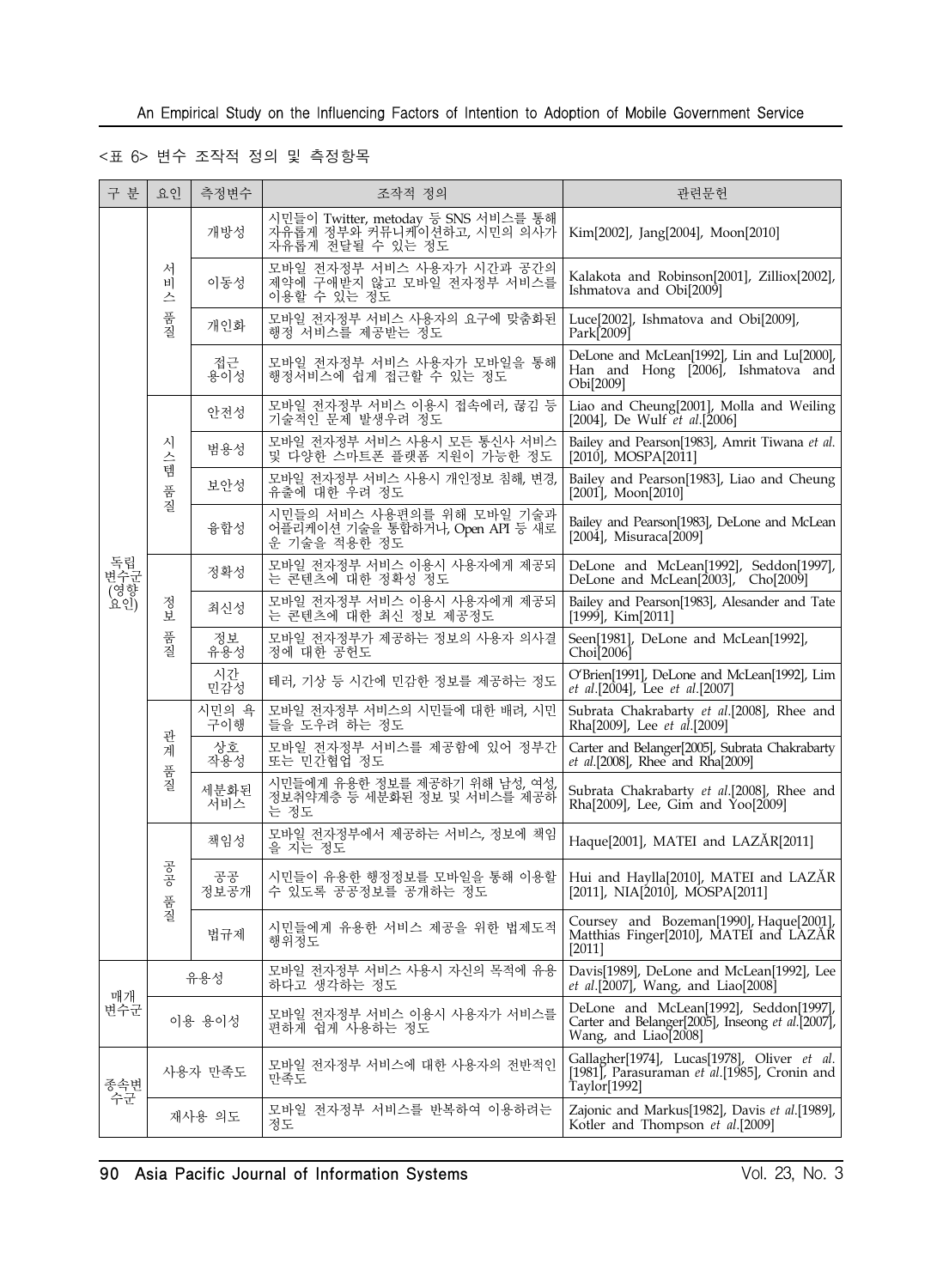<표 6> 변수 조작적 정의 및 측정항목

| 구 분 | 요인 | 측정변수 | 조작적 정의 | 관련문헌 |
|---|---|---|---|---|
| 독립변수군 (영향요인) | 서비스 품질 | 개방성 | 시민들이 Twitter, metoday 등 SNS 서비스를 통해 자유롭게 정부와 커뮤니케이션하고, 시민의 의사가 자유롭게 전달될 수 있는 정도 | Kim[2002], Jang[2004], Moon[2010] |
| | | 이동성 | 모바일 전자정부 서비스 사용자가 시간과 공간의 제약에 구애받지 않고 모바일 전자정부 서비스를 이용할 수 있는 정도 | Kalakota and Robinson[2001], Zilliox[2002], Ishmatova and Obi[2009] |
| | | 개인화 | 모바일 전자정부 서비스 사용자의 요구에 맞춤화된 행정 서비스를 제공받는 정도 | Luce[2002], Ishmatova and Obi[2009], Park[2009] |
| | | 접근 용이성 | 모바일 전자정부 서비스 사용자가 모바일을 통해 행정서비스에 쉽게 접근할 수 있는 정도 | DeLone and McLean[1992], Lin and Lu[2000], Han and Hong [2006], Ishmatova and Obi[2009] |
| | 시스템 품질 | 안전성 | 모바일 전자정부 서비스 이용시 접속에러, 끊김 등 기술적인 문제 발생우려 정도 | Liao and Cheung[2001], Molla and Weiling [2004], De Wulf *et al*.[2006] |
| | | 범용성 | 모바일 전자정부 서비스 사용시 모든 통신사 서비스 및 다양한 스마트폰 플랫폼 지원이 가능한 정도 | Bailey and Pearson[1983], Amrit Tiwana *et al*. [2010], MOSPA[2011] |
| | | 보안성 | 모바일 전자정부 서비스 사용시 개인정보 침해, 변경, 유출에 대한 우려 정도 | Bailey and Pearson[1983], Liao and Cheung [2001], Moon[2010] |
| | | 융합성 | 시민들의 서비스 사용편의를 위해 모바일 기술과 어플리케이션 기술을 통합하거나, Open API 등 새로운 기술을 적용한 정도 | Bailey and Pearson[1983], DeLone and McLean [2004], Misuraca[2009] |
| | 정보 품질 | 정확성 | 모바일 전자정부 서비스 이용시 사용자에게 제공되는 콘텐츠에 대한 정확성 정도 | DeLone and McLean[1992], Seddon[1997], DeLone and McLean[2003], Cho[2009] |
| | | 최신성 | 모바일 전자정부 서비스 이용시 사용자에게 제공되는 콘텐츠에 대한 최신 정보 제공정도 | Bailey and Pearson[1983], Alesander and Tate [1999], Kim[2011] |
| | | 정보 유용성 | 모바일 전자정부가 제공하는 정보의 사용자 의사결정에 대한 공헌도 | Seen[1981], DeLone and McLean[1992], Choi[2006] |
| | | 시간 민감성 | 테러, 기상 등 시간에 민감한 정보를 제공하는 정도 | O'Brien[1991], DeLone and McLean[1992], Lim *et al*.[2004], Lee *et al*.[2007] |
| | 관계 품질 | 시민의 욕구이행 | 모바일 전자정부 서비스의 시민들에 대한 배려, 시민들을 도우려 하는 정도 | Subrata Chakrabarty *et al*.[2008], Rhee and Rha[2009], Lee *et al*.[2009] |
| | | 상호 작용성 | 모바일 전자정부 서비스를 제공함에 있어 정부간 또는 민간협업 정도 | Carter and Belanger[2005], Subrata Chakrabarty *et al*.[2008], Rhee and Rha[2009] |
| | | 세분화된 서비스 | 시민들에게 유용한 정보를 제공하기 위해 남성, 여성, 정보취약계층 등 세분화된 정보 및 서비스를 제공하는 정도 | Subrata Chakrabarty *et al*.[2008], Rhee and Rha[2009], Lee, Gim and Yoo[2009] |
| | 공공 품질 | 책임성 | 모바일 전자정부에서 제공하는 서비스, 정보에 책임을 지는 정도 | Haque[2001], MATEI and LAZĂR[2011] |
| | | 공공 정보공개 | 시민들이 유용한 행정정보를 모바일을 통해 이용할 수 있도록 공공정보를 공개하는 정도 | Hui and Haylla[2010], MATEI and LAZĂR [2011], NIA[2010], MOSPA[2011] |
| | | 법규제 | 시민들에게 유용한 서비스 제공을 위한 법제도적 행위정도 | Coursey and Bozeman[1990], Haque[2001], Matthias Finger[2010], MATEI and LAZĂR [2011] |
| 매개 변수군 | 유용성 | | 모바일 전자정부 서비스 사용시 자신의 목적에 유용하다고 생각하는 정도 | Davis[1989], DeLone and McLean[1992], Lee *et al*.[2007], Wang, and Liao[2008] |
| | 이용 용이성 | | 모바일 전자정부 서비스 이용시 사용자가 서비스를 편하게 쉽게 사용하는 정도 | DeLone and McLean[1992], Seddon[1997], Carter and Belanger[2005], Inseong *et al*.[2007], Wang, and Liao[2008] |
| 종속변수군 | 사용자 만족도 | | 모바일 전자정부 서비스에 대한 사용자의 전반적인 만족도 | Gallagher[1974], Lucas[1978], Oliver *et al*. [1981], Parasuraman *et al*.[1985], Cronin and Taylor[1992] |
| | 재사용 의도 | | 모바일 전자정부 서비스를 반복하여 이용하려는 정도 | Zajonic and Markus[1982], Davis *et al*.[1989], Kotler and Thompson *et al*.[2009] |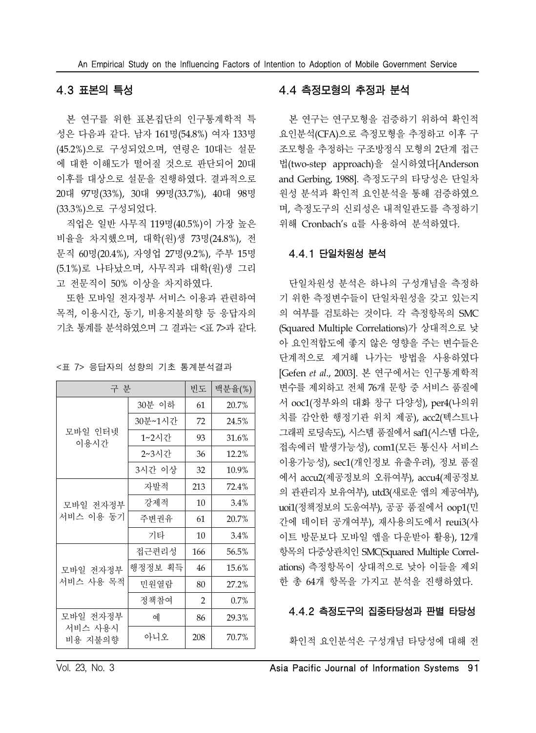## 4.3 표본의 특성

본 연구를 위한 표본집단의 인구통계학적 특성은 다음과 같다. 남자 161명(54.8%) 여자 133명(45.2%)으로 구성되었으며, 연령은 10대는 설문에 대한 이해도가 떨어질 것으로 판단되어 20대 이후를 대상으로 설문을 진행하였다. 결과적으로 20대 97명(33%), 30대 99명(33.7%), 40대 98명(33.3%)으로 구성되었다.

직업은 일반 사무직 119명(40.5%)이 가장 높은 비율을 차지했으며, 대학(원)생 73명(24.8%), 전문직 60명(20.4%), 자영업 27명(9.2%), 주부 15명(5.1%)로 나타났으며, 사무직과 대학(원)생 그리고 전문직이 50% 이상을 차지하였다.

또한 모바일 전자정부 서비스 이용과 관련하여 목적, 이용시간, 동기, 비용지불의향 등 응답자의 기초 통계를 분석하였으며 그 결과는 <표 7>과 같다.

<표 7> 응답자의 성향의 기초 통계분석결과

| 구 분 | | 빈도 | 백분율(%) |
|---|---|---|---|
| 모바일 인터넷 이용시간 | 30분 이하 | 61 | 20.7% |
| | 30분~1시간 | 72 | 24.5% |
| | 1~2시간 | 93 | 31.6% |
| | 2~3시간 | 36 | 12.2% |
| | 3시간 이상 | 32 | 10.9% |
| 모바일 전자정부 서비스 이용 동기 | 자발적 | 213 | 72.4% |
| | 강제적 | 10 | 3.4% |
| | 주변권유 | 61 | 20.7% |
| | 기타 | 10 | 3.4% |
| 모바일 전자정부 서비스 사용 목적 | 접근편리성 | 166 | 56.5% |
| | 행정정보 획득 | 46 | 15.6% |
| | 민원열람 | 80 | 27.2% |
| | 정책참여 | 2 | 0.7% |
| 모바일 전자정부 서비스 사용시 비용 지불의향 | 예 | 86 | 29.3% |
| | 아니오 | 208 | 70.7% |

## 4.4 측정모형의 추정과 분석

본 연구는 연구모형을 검증하기 위하여 확인적 요인분석(CFA)으로 측정모형을 추정하고 이후 구조모형을 추정하는 구조방정식 모형의 2단계 접근법(two-step approach)을 실시하였다[Anderson and Gerbing, 1988]. 측정도구의 타당성은 단일차원성 분석과 확인적 요인분석을 통해 검증하였으며, 측정도구의 신뢰성은 내적일관도를 측정하기 위해 Cronbach's α를 사용하여 분석하였다.

### 4.4.1 단일차원성 분석

단일차원성 분석은 하나의 구성개념을 측정하기 위한 측정변수들이 단일차원성을 갖고 있는지의 여부를 검토하는 것이다. 각 측정항목의 SMC(Squared Multiple Correlations)가 상대적으로 낮아 요인적합도에 좋지 않은 영향을 주는 변수들은 단계적으로 제거해 나가는 방법을 사용하였다[Gefen *et al*., 2003]. 본 연구에서는 인구통계학적 변수를 제외하고 전체 76개 문항 중 서비스 품질에서 ooc1(정부와의 대화 창구 다양성), per4(나의위치를 감안한 행정기관 위치 제공), acc2(텍스트나 그래픽 로딩속도), 시스템 품질에서 saf1(시스템 다운, 접속에러 발생가능성), com1(모든 통신사 서비스 이용가능성), sec1(개인정보 유출우려), 정보 품질에서 accu2(제공정보의 오류여부), accu4(제공정보의 관리자 보유여부), utd3(새로운 앱의 제공여부), uoi1(정책정보의 도움여부), 공공 품질에서 oop1(민간에 데이터 공개여부), 재사용의도에서 reui3(사이트 방문보다 모바일 앱을 다운받아 활용), 12개 항목의 다중상관치인 SMC(Squared Multiple Correlations) 측정항목이 상대적으로 낮아 이들을 제외한 총 64개 항목을 가지고 분석을 진행하였다.

### 4.4.2 측정도구의 집중타당성과 판별 타당성

확인적 요인분석은 구성개념 타당성에 대해 전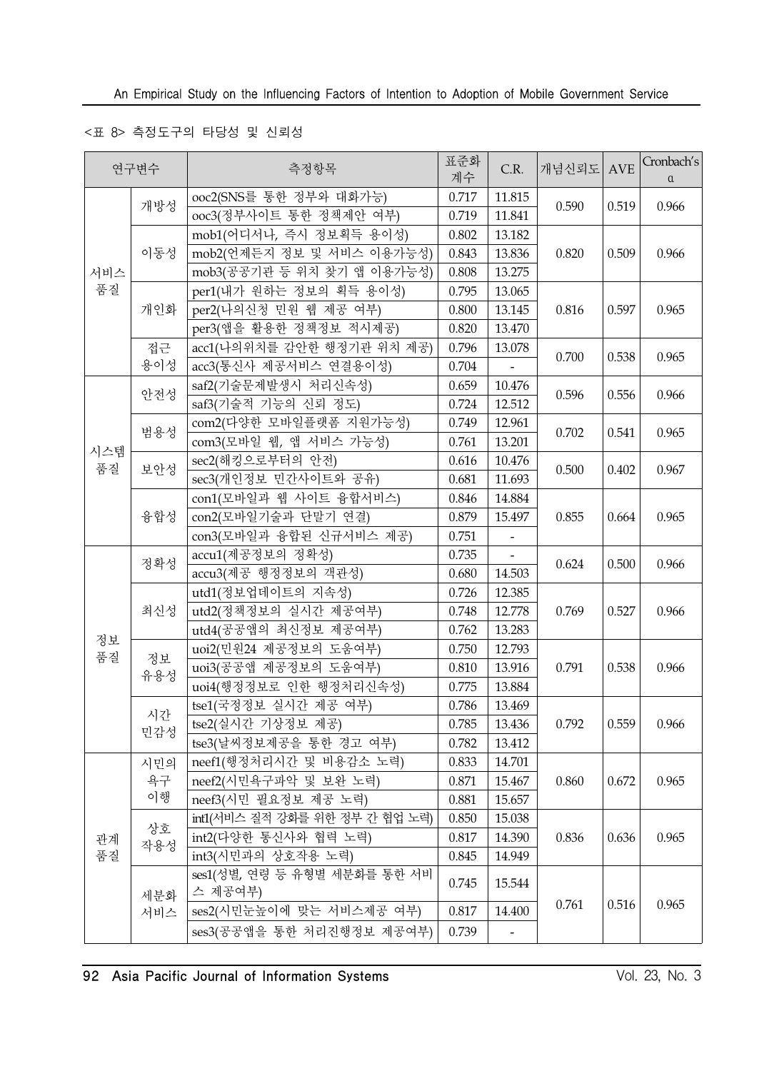<표 8> 측정도구의 타당성 및 신뢰성

| 연구변수 | | 측정항목 | 표준화 계수 | C.R. | 개념신뢰도 | AVE | Cronbach's α |
|---|---|---|---|---|---|---|---|
| 서비스 품질 | 개방성 | ooc2(SNS를 통한 정부와 대화가능) | 0.717 | 11.815 | 0.590 | 0.519 | 0.966 |
| | | ooc3(정부사이트 통한 정책제안 여부) | 0.719 | 11.841 | | | |
| | 이동성 | mob1(어디서나, 즉시 정보획득 용이성) | 0.802 | 13.182 | 0.820 | 0.509 | 0.966 |
| | | mob2(언제든지 정보 및 서비스 이용가능성) | 0.843 | 13.836 | | | |
| | | mob3(공공기관 등 위치 찾기 앱 이용가능성) | 0.808 | 13.275 | | | |
| | 개인화 | per1(내가 원하는 정보의 획득 용이성) | 0.795 | 13.065 | 0.816 | 0.597 | 0.965 |
| | | per2(나의신청 민원 웹 제공 여부) | 0.800 | 13.145 | | | |
| | | per3(앱을 활용한 정책정보 적시제공) | 0.820 | 13.470 | | | |
| | 접근 용이성 | acc1(나의위치를 감안한 행정기관 위치 제공) | 0.796 | 13.078 | 0.700 | 0.538 | 0.965 |
| | | acc3(통신사 제공서비스 연결용이성) | 0.704 | - | | | |
| 시스템 품질 | 안전성 | saf2(기술문제발생시 처리신속성) | 0.659 | 10.476 | 0.596 | 0.556 | 0.966 |
| | | saf3(기술적 기능의 신뢰 정도) | 0.724 | 12.512 | | | |
| | 범용성 | com2(다양한 모바일플랫폼 지원가능성) | 0.749 | 12.961 | 0.702 | 0.541 | 0.965 |
| | | com3(모바일 웹, 앱 서비스 가능성) | 0.761 | 13.201 | | | |
| | 보안성 | sec2(해킹으로부터의 안전) | 0.616 | 10.476 | 0.500 | 0.402 | 0.967 |
| | | sec3(개인정보 민간사이트와 공유) | 0.681 | 11.693 | | | |
| | 융합성 | con1(모바일과 웹 사이트 융합서비스) | 0.846 | 14.884 | 0.855 | 0.664 | 0.965 |
| | | con2(모바일기술과 단말기 연결) | 0.879 | 15.497 | | | |
| | | con3(모바일과 융합된 신규서비스 제공) | 0.751 | - | | | |
| 정보 품질 | 정확성 | accu1(제공정보의 정확성) | 0.735 | - | 0.624 | 0.500 | 0.966 |
| | | accu3(제공 행정정보의 객관성) | 0.680 | 14.503 | | | |
| | 최신성 | utd1(정보업데이트의 지속성) | 0.726 | 12.385 | 0.769 | 0.527 | 0.966 |
| | | utd2(정책정보의 실시간 제공여부) | 0.748 | 12.778 | | | |
| | | utd4(공공앱의 최신정보 제공여부) | 0.762 | 13.283 | | | |
| | 정보 유용성 | uoi2(민원24 제공정보의 도움여부) | 0.750 | 12.793 | 0.791 | 0.538 | 0.966 |
| | | uoi3(공공앱 제공정보의 도움여부) | 0.810 | 13.916 | | | |
| | | uoi4(행정정보로 인한 행정처리신속성) | 0.775 | 13.884 | | | |
| | 시간 민감성 | tse1(국정정보 실시간 제공 여부) | 0.786 | 13.469 | 0.792 | 0.559 | 0.966 |
| | | tse2(실시간 기상정보 제공) | 0.785 | 13.436 | | | |
| | | tse3(날씨정보제공을 통한 경고 여부) | 0.782 | 13.412 | | | |
| 관계 품질 | 시민의 욕구 이행 | neef1(행정처리시간 및 비용감소 노력) | 0.833 | 14.701 | 0.860 | 0.672 | 0.965 |
| | | neef2(시민욕구파악 및 보완 노력) | 0.871 | 15.467 | | | |
| | | neef3(시민 필요정보 제공 노력) | 0.881 | 15.657 | | | |
| | 상호 작용성 | int1(서비스 질적 강화를 위한 정부 간 협업 노력) | 0.850 | 15.038 | 0.836 | 0.636 | 0.965 |
| | | int2(다양한 통신사와 협력 노력) | 0.817 | 14.390 | | | |
| | | int3(시민과의 상호작용 노력) | 0.845 | 14.949 | | | |
| | 세분화 서비스 | ses1(성별, 연령 등 유형별 세분화를 통한 서비스 제공여부) | 0.745 | 15.544 | 0.761 | 0.516 | 0.965 |
| | | ses2(시민눈높이에 맞는 서비스제공 여부) | 0.817 | 14.400 | | | |
| | | ses3(공공앱을 통한 처리진행정보 제공여부) | 0.739 | - | | | |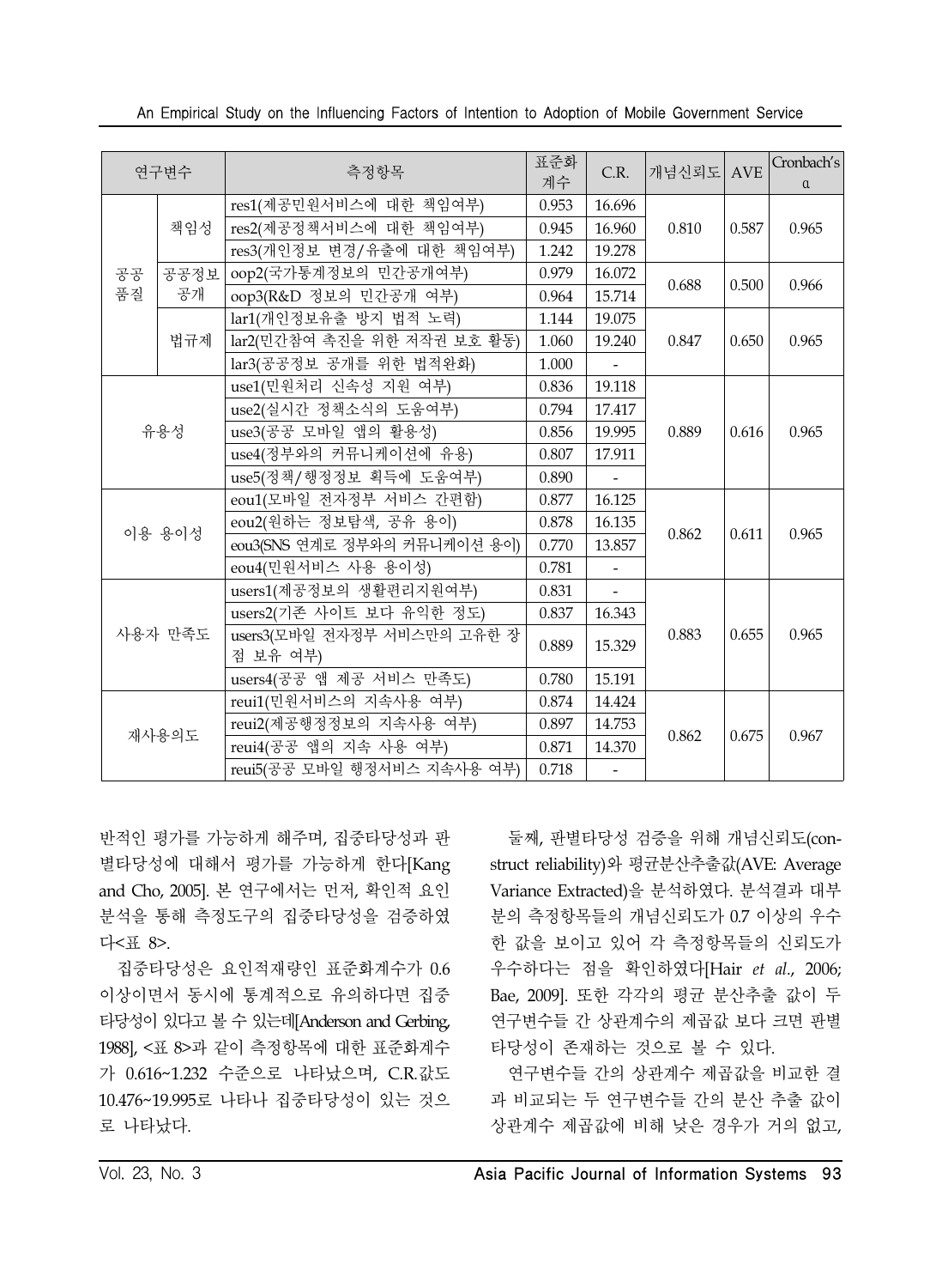| 연구변수 | | 측정항목 | 표준화 계수 | C.R. | 개념신뢰도 | AVE | Cronbach's α |
|---|---|---|---|---|---|---|---|
| 공공 품질 | 책임성 | res1(제공민원서비스에 대한 책임여부) | 0.953 | 16.696 | 0.810 | 0.587 | 0.965 |
| | | res2(제공정책서비스에 대한 책임여부) | 0.945 | 16.960 | | | |
| | | res3(개인정보 변경/유출에 대한 책임여부) | 1.242 | 19.278 | | | |
| | 공공정보 공개 | oop2(국가통계정보의 민간공개여부) | 0.979 | 16.072 | 0.688 | 0.500 | 0.966 |
| | | oop3(R&D 정보의 민간공개 여부) | 0.964 | 15.714 | | | |
| | 법규제 | lar1(개인정보유출 방지 법적 노력) | 1.144 | 19.075 | 0.847 | 0.650 | 0.965 |
| | | lar2(민간참여 촉진을 위한 저작권 보호 활동) | 1.060 | 19.240 | | | |
| | | lar3(공공정보 공개를 위한 법적완화) | 1.000 | - | | | |
| 유용성 | | use1(민원처리 신속성 지원 여부) | 0.836 | 19.118 | 0.889 | 0.616 | 0.965 |
| | | use2(실시간 정책소식의 도움여부) | 0.794 | 17.417 | | | |
| | | use3(공공 모바일 앱의 활용성) | 0.856 | 19.995 | | | |
| | | use4(정부와의 커뮤니케이션에 유용) | 0.807 | 17.911 | | | |
| | | use5(정책/행정정보 획득에 도움여부) | 0.890 | - | | | |
| 이용 용이성 | | eou1(모바일 전자정부 서비스 간편함) | 0.877 | 16.125 | 0.862 | 0.611 | 0.965 |
| | | eou2(원하는 정보탐색, 공유 용이) | 0.878 | 16.135 | | | |
| | | eou3(SNS 연계로 정부와의 커뮤니케이션 용이) | 0.770 | 13.857 | | | |
| | | eou4(민원서비스 사용 용이성) | 0.781 | - | | | |
| 사용자 만족도 | | users1(제공정보의 생활편리지원여부) | 0.831 | - | 0.883 | 0.655 | 0.965 |
| | | users2(기존 사이트 보다 유익한 정도) | 0.837 | 16.343 | | | |
| | | users3(모바일 전자정부 서비스만의 고유한 장점 보유 여부) | 0.889 | 15.329 | | | |
| | | users4(공공 앱 제공 서비스 만족도) | 0.780 | 15.191 | | | |
| 재사용의도 | | reui1(민원서비스의 지속사용 여부) | 0.874 | 14.424 | 0.862 | 0.675 | 0.967 |
| | | reui2(제공행정정보의 지속사용 여부) | 0.897 | 14.753 | | | |
| | | reui4(공공 앱의 지속 사용 여부) | 0.871 | 14.370 | | | |
| | | reui5(공공 모바일 행정서비스 지속사용 여부) | 0.718 | - | | | |

반적인 평가를 가능하게 해주며, 집중타당성과 판별타당성에 대해서 평가를 가능하게 한다[Kang and Cho, 2005]. 본 연구에서는 먼저, 확인적 요인분석을 통해 측정도구의 집중타당성을 검증하였다<표 8>.

집중타당성은 요인적재량인 표준화계수가 0.6 이상이면서 동시에 통계적으로 유의하다면 집중타당성이 있다고 볼 수 있는데[Anderson and Gerbing, 1988], <표 8>과 같이 측정항목에 대한 표준화계수가 0.616~1.232 수준으로 나타났으며, C.R.값도 10.476~19.995로 나타나 집중타당성이 있는 것으로 나타났다.

둘째, 판별타당성 검증을 위해 개념신뢰도(construct reliability)와 평균분산추출값(AVE: Average Variance Extracted)을 분석하였다. 분석결과 대부분의 측정항목들의 개념신뢰도가 0.7 이상의 우수한 값을 보이고 있어 각 측정항목들의 신뢰도가 우수하다는 점을 확인하였다[Hair *et al*., 2006; Bae, 2009]. 또한 각각의 평균 분산추출 값이 두 연구변수들 간 상관계수의 제곱값 보다 크면 판별타당성이 존재하는 것으로 볼 수 있다.

연구변수들 간의 상관계수 제곱값을 비교한 결과 비교되는 두 연구변수들 간의 분산 추출 값이 상관계수 제곱값에 비해 낮은 경우가 거의 없고,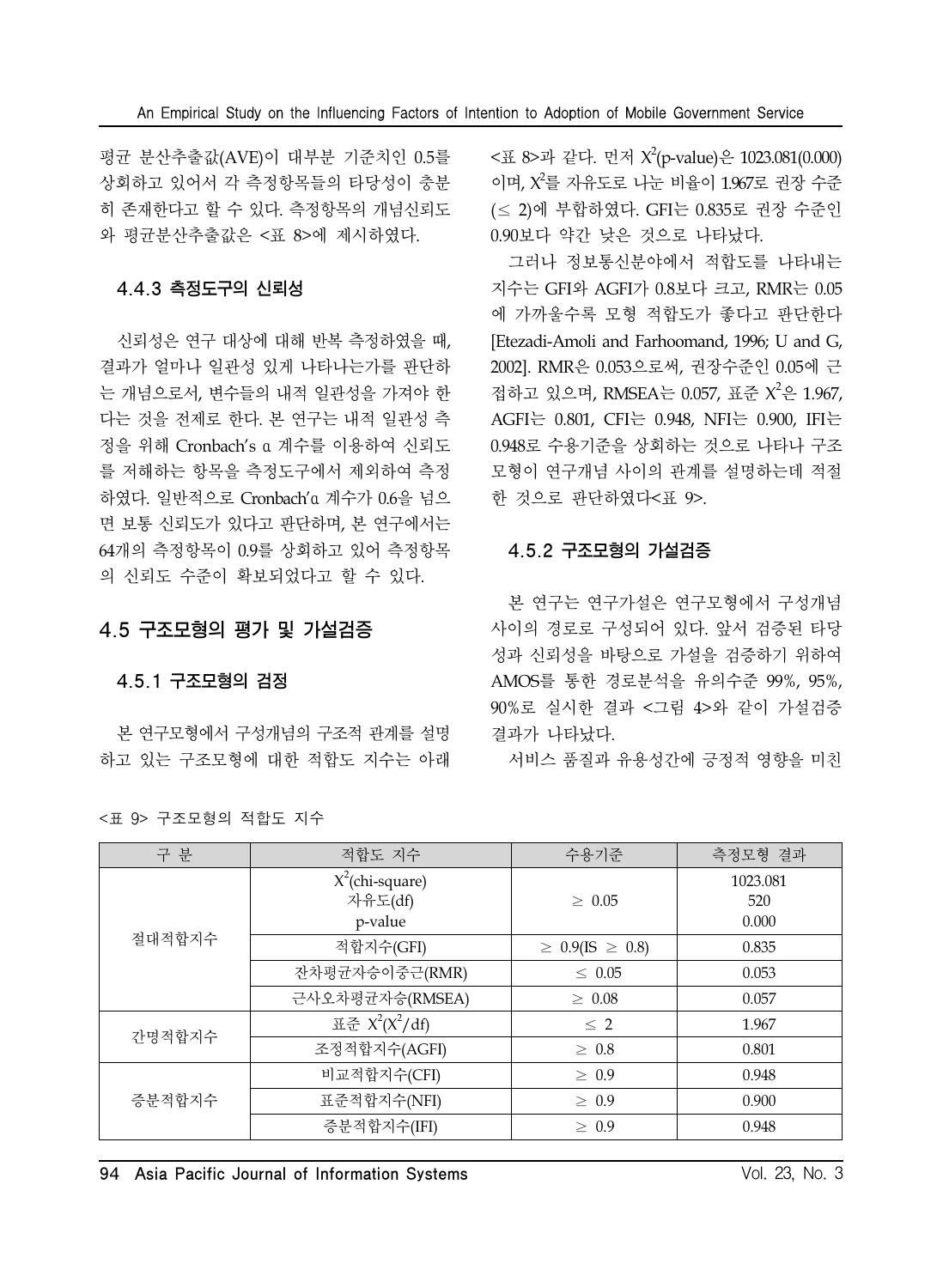평균 분산추출값(AVE)이 대부분 기준치인 0.5를 상회하고 있어서 각 측정항목들의 타당성이 충분히 존재한다고 할 수 있다. 측정항목의 개념신뢰도와 평균분산추출값은 <표 8>에 제시하였다.

### 4.4.3 측정도구의 신뢰성

신뢰성은 연구 대상에 대해 반복 측정하였을 때, 결과가 얼마나 일관성 있게 나타나는가를 판단하는 개념으로서, 변수들의 내적 일관성을 가져야 한다는 것을 전제로 한다. 본 연구는 내적 일관성 측정을 위해 Cronbach's α 계수를 이용하여 신뢰도를 저해하는 항목을 측정도구에서 제외하여 측정하였다. 일반적으로 Cronbach'α 계수가 0.6을 넘으면 보통 신뢰도가 있다고 판단하며, 본 연구에서는 64개의 측정항목이 0.9를 상회하고 있어 측정항목의 신뢰도 수준이 확보되었다고 할 수 있다.

## 4.5 구조모형의 평가 및 가설검증

### 4.5.1 구조모형의 검정

본 연구모형에서 구성개념의 구조적 관계를 설명하고 있는 구조모형에 대한 적합도 지수는 아래 <표 8>과 같다. 먼저 $X^2$(p-value)은 1023.081(0.000)이며, $X^2$를 자유도로 나눈 비율이 1.967로 권장 수준(≤ 2)에 부합하였다. GFI는 0.835로 권장 수준인 0.90보다 약간 낮은 것으로 나타났다.

그러나 정보통신분야에서 적합도를 나타내는 지수는 GFI와 AGFI가 0.8보다 크고, RMR는 0.05에 가까울수록 모형 적합도가 좋다고 판단한다 [Etezadi-Amoli and Farhoomand, 1996; U and G, 2002]. RMR은 0.053으로써, 권장수준인 0.05에 근접하고 있으며, RMSEA는 0.057, 표준 $X^2$은 1.967, AGFI는 0.801, CFI는 0.948, NFI는 0.900, IFI는 0.948로 수용기준을 상회하는 것으로 나타나 구조모형이 연구개념 사이의 관계를 설명하는데 적절한 것으로 판단하였다<표 9>.

### 4.5.2 구조모형의 가설검증

본 연구는 연구가설은 연구모형에서 구성개념 사이의 경로로 구성되어 있다. 앞서 검증된 타당성과 신뢰성을 바탕으로 가설을 검증하기 위하여 AMOS를 통한 경로분석을 유의수준 99%, 95%, 90%로 실시한 결과 <그림 4>와 같이 가설검증 결과가 나타났다.

서비스 품질과 유용성간에 긍정적 영향을 미친

<표 9> 구조모형의 적합도 지수

| 구 분 | 적합도 지수 | 수용기준 | 측정모형 결과 |
|---|---|---|---|
| 절대적합지수 | $X^2$(chi-square)<br>자유도(df)<br>p-value | ≥ 0.05 | 1023.081<br>520<br>0.000 |
| | 적합지수(GFI) | ≥ 0.9(IS ≥ 0.8) | 0.835 |
| | 잔차평균자승이중근(RMR) | ≤ 0.05 | 0.053 |
| | 근사오차평균자승(RMSEA) | ≥ 0.08 | 0.057 |
| 간명적합지수 | 표준 $X^2$($X^2$/df) | ≤ 2 | 1.967 |
| | 조정적합지수(AGFI) | ≥ 0.8 | 0.801 |
| 증분적합지수 | 비교적합지수(CFI) | ≥ 0.9 | 0.948 |
| | 표준적합지수(NFI) | ≥ 0.9 | 0.900 |
| | 증분적합지수(IFI) | ≥ 0.9 | 0.948 |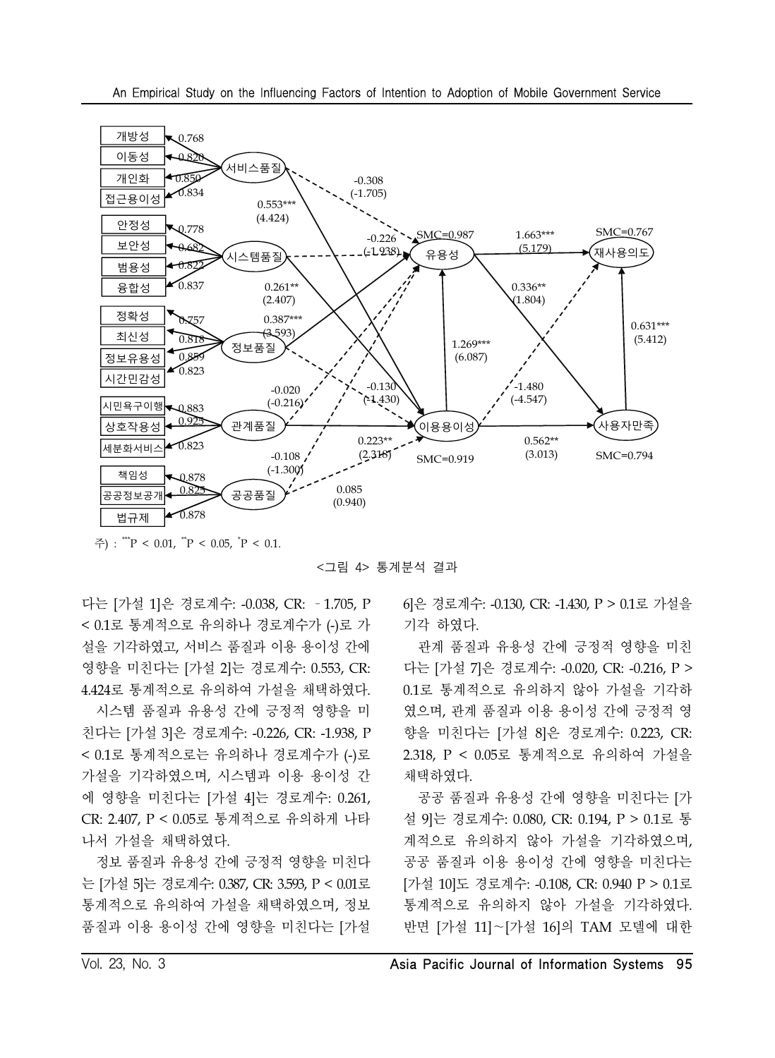주) : $^{***}P < 0.01$, $^{**}P < 0.05$, $^{*}P < 0.1$.

<그림 4> 통계분석 결과

다는 [가설 1]은 경로계수: -0.038, CR: ‐1.705, P < 0.1로 통계적으로 유의하나 경로계수가 (-)로 가설을 기각하였고, 서비스 품질과 이용 용이성 간에 영향을 미친다는 [가설 2]는 경로계수: 0.553, CR: 4.424로 통계적으로 유의하여 가설을 채택하였다.

시스템 품질과 유용성 간에 긍정적 영향을 미친다는 [가설 3]은 경로계수: -0.226, CR: -1.938, P < 0.1로 통계적으로는 유의하나 경로계수가 (-)로 가설을 기각하였으며, 시스템과 이용 용이성 간에 영향을 미친다는 [가설 4]는 경로계수: 0.261, CR: 2.407, P < 0.05로 통계적으로 유의하게 나타나서 가설을 채택하였다.

정보 품질과 유용성 간에 긍정적 영향을 미친다는 [가설 5]는 경로계수: 0.387, CR: 3.593, P < 0.01로 통계적으로 유의하여 가설을 채택하였으며, 정보 품질과 이용 용이성 간에 영향을 미친다는 [가설 6]은 경로계수: -0.130, CR: -1.430, P > 0.1로 가설을 기각 하였다.

관계 품질과 유용성 간에 긍정적 영향을 미친다는 [가설 7]은 경로계수: -0.020, CR: -0.216, P > 0.1로 통계적으로 유의하지 않아 가설을 기각하였으며, 관계 품질과 이용 용이성 간에 긍정적 영향을 미친다는 [가설 8]은 경로계수: 0.223, CR: 2.318, P < 0.05로 통계적으로 유의하여 가설을 채택하였다.

공공 품질과 유용성 간에 영향을 미친다는 [가설 9]는 경로계수: 0.080, CR: 0.194, P > 0.1로 통계적으로 유의하지 않아 가설을 기각하였으며, 공공 품질과 이용 용이성 간에 영향을 미친다는 [가설 10]도 경로계수: -0.108, CR: 0.940 P > 0.1로 통계적으로 유의하지 않아 가설을 기각하였다. 반면 [가설 11]~[가설 16]의 TAM 모델에 대한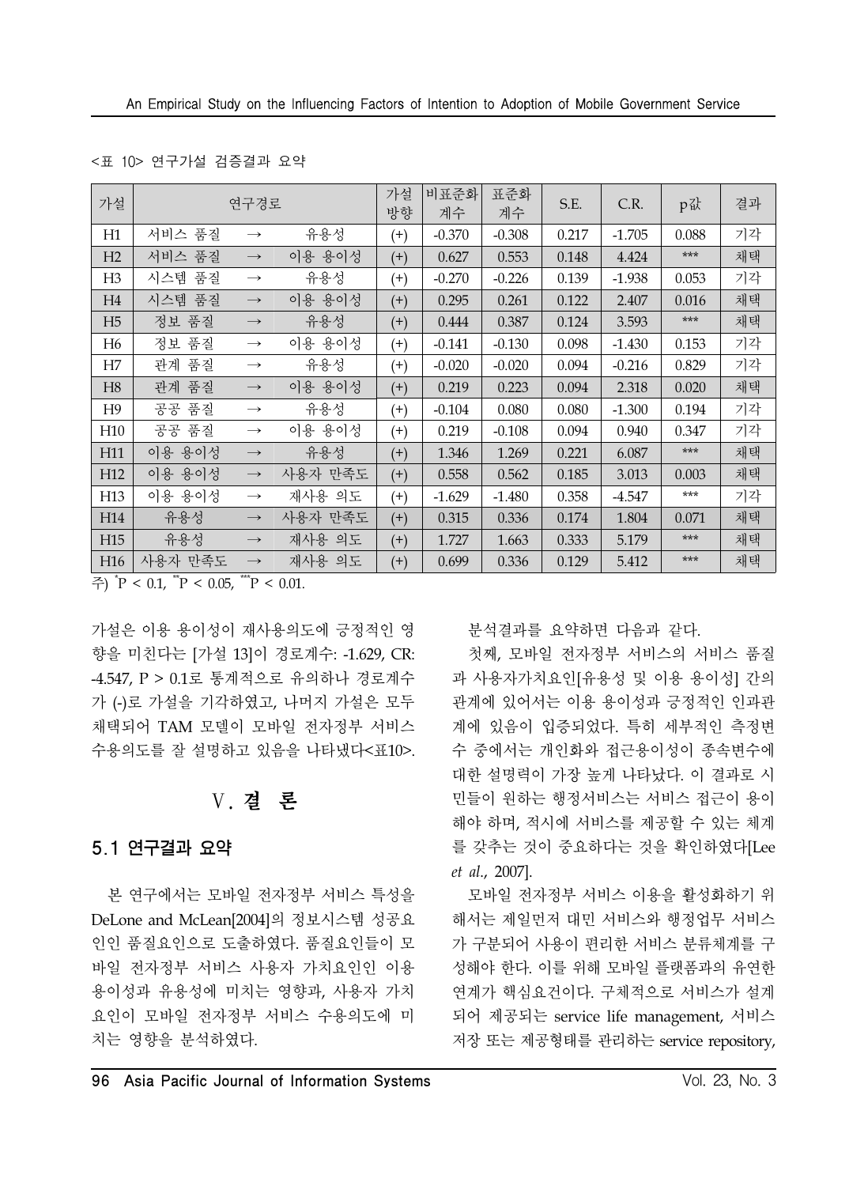<표 10> 연구가설 검증결과 요약

| 가설 | 연구경로 | | | 가설 방향 | 비표준화 계수 | 표준화 계수 | S.E. | C.R. | p값 | 결과 |
|---|---|---|---|---|---|---|---|---|---|---|
| H1 | 서비스 품질 | → | 유용성 | (+) | -0.370 | -0.308 | 0.217 | -1.705 | 0.088 | 기각 |
| H2 | 서비스 품질 | → | 이용 용이성 | (+) | 0.627 | 0.553 | 0.148 | 4.424 | *** | 채택 |
| H3 | 시스템 품질 | → | 유용성 | (+) | -0.270 | -0.226 | 0.139 | -1.938 | 0.053 | 기각 |
| H4 | 시스템 품질 | → | 이용 용이성 | (+) | 0.295 | 0.261 | 0.122 | 2.407 | 0.016 | 채택 |
| H5 | 정보 품질 | → | 유용성 | (+) | 0.444 | 0.387 | 0.124 | 3.593 | *** | 채택 |
| H6 | 정보 품질 | → | 이용 용이성 | (+) | -0.141 | -0.130 | 0.098 | -1.430 | 0.153 | 기각 |
| H7 | 관계 품질 | → | 유용성 | (+) | -0.020 | -0.020 | 0.094 | -0.216 | 0.829 | 기각 |
| H8 | 관계 품질 | → | 이용 용이성 | (+) | 0.219 | 0.223 | 0.094 | 2.318 | 0.020 | 채택 |
| H9 | 공공 품질 | → | 유용성 | (+) | -0.104 | 0.080 | 0.080 | -1.300 | 0.194 | 기각 |
| H10 | 공공 품질 | → | 이용 용이성 | (+) | 0.219 | -0.108 | 0.094 | 0.940 | 0.347 | 기각 |
| H11 | 이용 용이성 | → | 유용성 | (+) | 1.346 | 1.269 | 0.221 | 6.087 | *** | 채택 |
| H12 | 이용 용이성 | → | 사용자 만족도 | (+) | 0.558 | 0.562 | 0.185 | 3.013 | 0.003 | 채택 |
| H13 | 이용 용이성 | → | 재사용 의도 | (+) | -1.629 | -1.480 | 0.358 | -4.547 | *** | 기각 |
| H14 | 유용성 | → | 사용자 만족도 | (+) | 0.315 | 0.336 | 0.174 | 1.804 | 0.071 | 채택 |
| H15 | 유용성 | → | 재사용 의도 | (+) | 1.727 | 1.663 | 0.333 | 5.179 | *** | 채택 |
| H16 | 사용자 만족도 | → | 재사용 의도 | (+) | 0.699 | 0.336 | 0.129 | 5.412 | *** | 채택 |

주) $^{*}P < 0.1$, $^{**}P < 0.05$, $^{***}P < 0.01$.

가설은 이용 용이성이 재사용의도에 긍정적인 영향을 미친다는 [가설 13]이 경로계수: -1.629, CR: -4.547, P > 0.1로 통계적으로 유의하나 경로계수가 (-)로 가설을 기각하였고, 나머지 가설은 모두 채택되어 TAM 모델이 모바일 전자정부 서비스 수용의도를 잘 설명하고 있음을 나타냈다<표10>.

# Ⅴ. 결 론

## 5.1 연구결과 요약

본 연구에서는 모바일 전자정부 서비스 특성을 DeLone and McLean[2004]의 정보시스템 성공요인인 품질요인으로 도출하였다. 품질요인들이 모바일 전자정부 서비스 사용자 가치요인인 이용 용이성과 유용성에 미치는 영향과, 사용자 가치요인이 모바일 전자정부 서비스 수용의도에 미치는 영향을 분석하였다.

분석결과를 요약하면 다음과 같다.

첫째, 모바일 전자정부 서비스의 서비스 품질과 사용자가치요인[유용성 및 이용 용이성] 간의 관계에 있어서는 이용 용이성과 긍정적인 인과관계에 있음이 입증되었다. 특히 세부적인 측정변수 중에서는 개인화와 접근용이성이 종속변수에 대한 설명력이 가장 높게 나타났다. 이 결과로 시민들이 원하는 행정서비스는 서비스 접근이 용이해야 하며, 적시에 서비스를 제공할 수 있는 체계를 갖추는 것이 중요하다는 것을 확인하였다[Lee *et al.*, 2007].

모바일 전자정부 서비스 이용을 활성화하기 위해서는 제일먼저 대민 서비스와 행정업무 서비스가 구분되어 사용이 편리한 서비스 분류체계를 구성해야 한다. 이를 위해 모바일 플랫폼과의 유연한 연계가 핵심요건이다. 구체적으로 서비스가 설계되어 제공되는 service life management, 서비스 저장 또는 제공형태를 관리하는 service repository,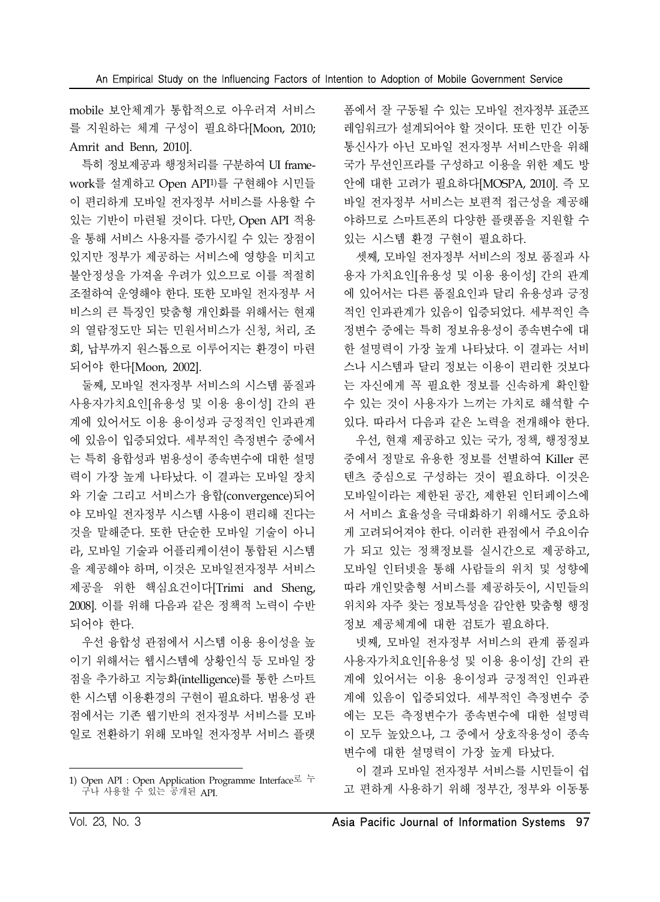mobile 보안체계가 통합적으로 아우러져 서비스를 지원하는 체계 구성이 필요하다[Moon, 2010; Amrit and Benn, 2010].

특히 정보제공과 행정처리를 구분하여 UI framework를 설계하고 Open API[1]를 구현해야 시민들이 편리하게 모바일 전자정부 서비스를 사용할 수 있는 기반이 마련될 것이다. 다만, Open API 적용을 통해 서비스 사용자를 증가시킬 수 있는 장점이 있지만 정부가 제공하는 서비스에 영향을 미치고 불안정성을 가져올 우려가 있으므로 이를 적절히 조절하여 운영해야 한다. 또한 모바일 전자정부 서비스의 큰 특징인 맞춤형 개인화를 위해서는 현재의 열람정도만 되는 민원서비스가 신청, 처리, 조회, 납부까지 원스톱으로 이루어지는 환경이 마련되어야 한다[Moon, 2002].

둘째, 모바일 전자정부 서비스의 시스템 품질과 사용자가치요인[유용성 및 이용 용이성] 간의 관계에 있어서도 이용 용이성과 긍정적인 인과관계에 있음이 입증되었다. 세부적인 측정변수 중에서는 특히 융합성과 범용성이 종속변수에 대한 설명력이 가장 높게 나타났다. 이 결과는 모바일 장치와 기술 그리고 서비스가 융합(convergence)되어야 모바일 전자정부 시스템 사용이 편리해 진다는 것을 말해준다. 또한 단순한 모바일 기술이 아니라, 모바일 기술과 어플리케이션이 통합된 시스템을 제공해야 하며, 이것은 모바일전자정부 서비스 제공을 위한 핵심요건이다[Trimi and Sheng, 2008]. 이를 위해 다음과 같은 정책적 노력이 수반되어야 한다.

우선 융합성 관점에서 시스템 이용 용이성을 높이기 위해서는 웹시스템에 상황인식 등 모바일 장점을 추가하고 지능화(intelligence)를 통한 스마트한 시스템 이용환경의 구현이 필요하다. 범용성 관점에서는 기존 웹기반의 전자정부 서비스를 모바일로 전환하기 위해 모바일 전자정부 서비스 플랫폼에서 잘 구동될 수 있는 모바일 전자정부 표준프레임워크가 설계되어야 할 것이다. 또한 민간 이동통신사가 아닌 모바일 전자정부 서비스만을 위해 국가 무선인프라를 구성하고 이용을 위한 제도 방안에 대한 고려가 필요하다[MOSPA, 2010]. 즉 모바일 전자정부 서비스는 보편적 접근성을 제공해야하므로 스마트폰의 다양한 플랫폼을 지원할 수 있는 시스템 환경 구현이 필요하다.

셋째, 모바일 전자정부 서비스의 정보 품질과 사용자 가치요인[유용성 및 이용 용이성] 간의 관계에 있어서는 다른 품질요인과 달리 유용성과 긍정적인 인과관계가 있음이 입증되었다. 세부적인 측정변수 중에는 특히 정보유용성이 종속변수에 대한 설명력이 가장 높게 나타났다. 이 결과는 서비스나 시스템과 달리 정보는 이용이 편리한 것보다는 자신에게 꼭 필요한 정보를 신속하게 확인할 수 있는 것이 사용자가 느끼는 가치로 해석할 수 있다. 따라서 다음과 같은 노력을 전개해야 한다.

우선, 현재 제공하고 있는 국가, 정책, 행정정보 중에서 정말로 유용한 정보를 선별하여 Killer 콘텐츠 중심으로 구성하는 것이 필요하다. 이것은 모바일이라는 제한된 공간, 제한된 인터페이스에서 서비스 효율성을 극대화하기 위해서도 중요하게 고려되어져야 한다. 이러한 관점에서 주요이슈가 되고 있는 정책정보를 실시간으로 제공하고, 모바일 인터넷을 통해 사람들의 위치 및 성향에 따라 개인맞춤형 서비스를 제공하듯이, 시민들의 위치와 자주 찾는 정보특성을 감안한 맞춤형 행정정보 제공체계에 대한 검토가 필요하다.

넷째, 모바일 전자정부 서비스의 관계 품질과 사용자가치요인[유용성 및 이용 용이성] 간의 관계에 있어서는 이용 용이성과 긍정적인 인과관계에 있음이 입증되었다. 세부적인 측정변수 중에는 모든 측정변수가 종속변수에 대한 설명력이 모두 높았으나, 그 중에서 상호작용성이 종속변수에 대한 설명력이 가장 높게 타났다.

이 결과 모바일 전자정부 서비스를 시민들이 쉽고 편하게 사용하기 위해 정부간, 정부와 이동통

---

1) Open API : Open Application Programme Interface로 누구나 사용할 수 있는 공개된 API.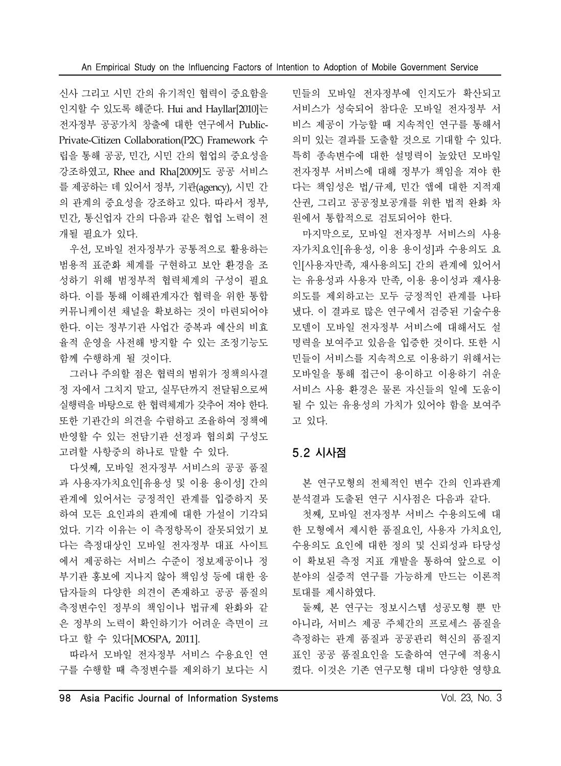신사 그리고 시민 간의 유기적인 협력이 중요함을 인지할 수 있도록 해준다. Hui and Hayllar[2010]는 전자정부 공공가치 창출에 대한 연구에서 Public-Private-Citizen Collaboration(P2C) Framework 수립을 통해 공공, 민간, 시민 간의 협업의 중요성을 강조하였고, Rhee and Rha[2009]도 공공 서비스를 제공하는 데 있어서 정부, 기관(agency), 시민 간의 관계의 중요성을 강조하고 있다. 따라서 정부, 민간, 통신업자 간의 다음과 같은 협업 노력이 전개될 필요가 있다.

우선, 모바일 전자정부가 공통적으로 활용하는 범용적 표준화 체계를 구현하고 보안 환경을 조성하기 위해 범정부적 협력체계의 구성이 필요하다. 이를 통해 이해관계자간 협력을 위한 통합 커뮤니케이션 채널을 확보하는 것이 마련되어야 한다. 이는 정부기관 사업간 중복과 예산의 비효율적 운영을 사전해 방지할 수 있는 조정기능도 함께 수행하게 될 것이다.

그러나 주의할 점은 협력의 범위가 정책의사결정 자에서 그치지 말고, 실무단까지 전달됨으로써 실행력을 바탕으로 한 협력체계가 갖추어 져야 한다. 또한 기관간의 의견을 수렴하고 조율하여 정책에 반영할 수 있는 전담기관 선정과 협의회 구성도 고려할 사항중의 하나로 말할 수 있다.

다섯째, 모바일 전자정부 서비스의 공공 품질과 사용자가치요인[유용성 및 이용 용이성] 간의 관계에 있어서는 긍정적인 관계를 입증하지 못하여 모든 요인과의 관계에 대한 가설이 기각되었다. 기각 이유는 이 측정항목이 잘못되었기 보다는 측정대상인 모바일 전자정부 대표 사이트에서 제공하는 서비스 수준이 정보제공이나 정부기관 홍보에 지나지 않아 책임성 등에 대한 응답자들의 다양한 의견이 존재하고 공공 품질의 측정변수인 정부의 책임이나 법규제 완화와 같은 정부의 노력이 확인하기가 어려운 측면이 크다고 할 수 있다[MOSPA, 2011].

따라서 모바일 전자정부 서비스 수용요인 연구를 수행할 때 측정변수를 제외하기 보다는 시민들의 모바일 전자정부에 인지도가 확산되고 서비스가 성숙되어 참다운 모바일 전자정부 서비스 제공이 가능할 때 지속적인 연구를 통해서 의미 있는 결과를 도출할 것으로 기대할 수 있다. 특히 종속변수에 대한 설명력이 높았던 모바일 전자정부 서비스에 대해 정부가 책임을 져야 한다는 책임성은 법/규제, 민간 앱에 대한 지적재산권, 그리고 공공정보공개를 위한 법적 완화 차원에서 통합적으로 검토되어야 한다.

마지막으로, 모바일 전자정부 서비스의 사용자가치요인[유용성, 이용 용이성]과 수용의도 요인[사용자만족, 재사용의도] 간의 관계에 있어서는 유용성과 사용자 만족, 이용 용이성과 재사용의도를 제외하고는 모두 긍정적인 관계를 나타냈다. 이 결과로 많은 연구에서 검증된 기술수용모델이 모바일 전자정부 서비스에 대해서도 설명력을 보여주고 있음을 입증한 것이다. 또한 시민들이 서비스를 지속적으로 이용하기 위해서는 모바일을 통해 접근이 용이하고 이용하기 쉬운 서비스 사용 환경은 물론 자신들의 일에 도움이 될 수 있는 유용성의 가치가 있어야 함을 보여주고 있다.

## 5.2 시사점

본 연구모형의 전체적인 변수 간의 인과관계 분석결과 도출된 연구 시사점은 다음과 같다.

첫째, 모바일 전자정부 서비스 수용의도에 대한 모형에서 제시한 품질요인, 사용자 가치요인, 수용의도 요인에 대한 정의 및 신뢰성과 타당성이 확보된 측정 지표 개발을 통하여 앞으로 이 분야의 실증적 연구를 가능하게 만드는 이론적 토대를 제시하였다.

둘째, 본 연구는 정보시스템 성공모형 뿐 만 아니라, 서비스 제공 주체간의 프로세스 품질을 측정하는 관계 품질과 공공관리 혁신의 품질지표인 공공 품질요인을 도출하여 연구에 적용시켰다. 이것은 기존 연구모형 대비 다양한 영향요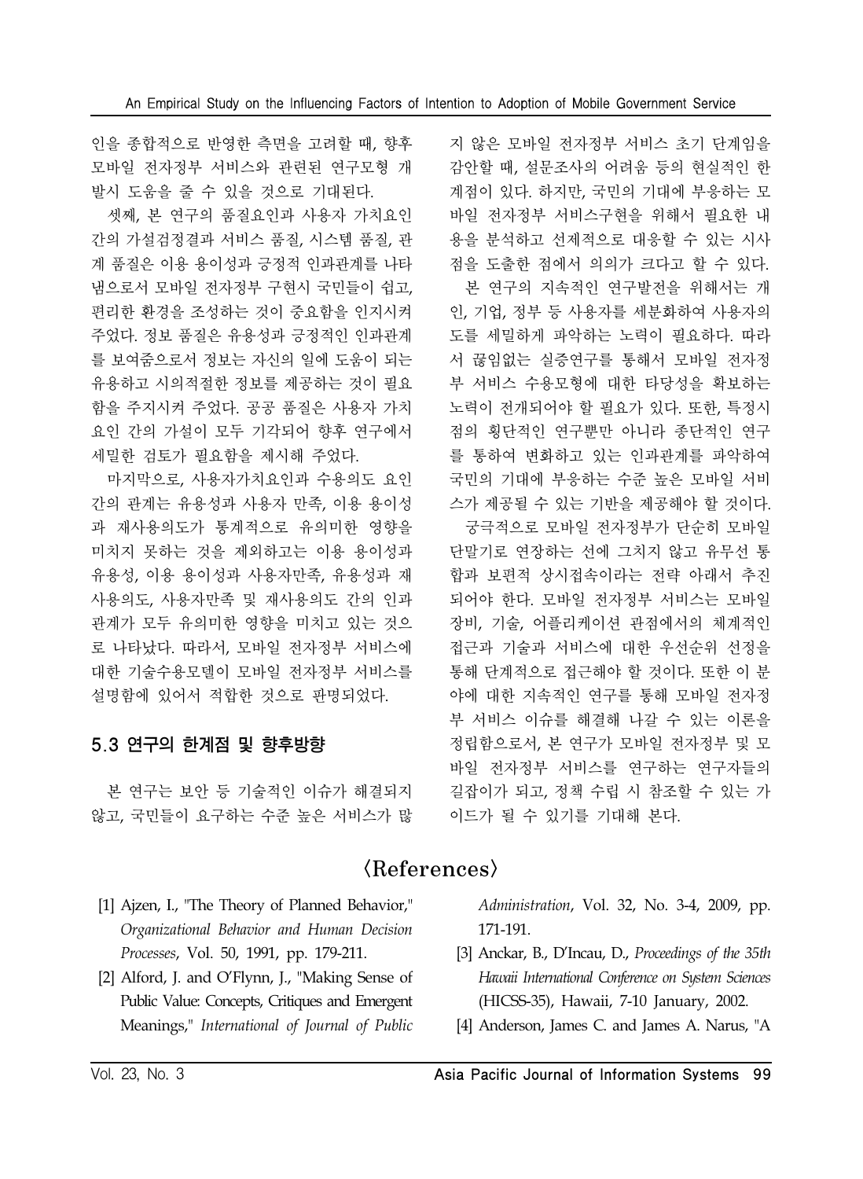인을 종합적으로 반영한 측면을 고려할 때, 향후 모바일 전자정부 서비스와 관련된 연구모형 개발시 도움을 줄 수 있을 것으로 기대된다.

셋째, 본 연구의 품질요인과 사용자 가치요인 간의 가설검정결과 서비스 품질, 시스템 품질, 관계 품질은 이용 용이성과 긍정적 인과관계를 나타냄으로서 모바일 전자정부 구현시 국민들이 쉽고, 편리한 환경을 조성하는 것이 중요함을 인지시켜 주었다. 정보 품질은 유용성과 긍정적인 인과관계를 보여줌으로서 정보는 자신의 일에 도움이 되는 유용하고 시의적절한 정보를 제공하는 것이 필요함을 주지시켜 주었다. 공공 품질은 사용자 가치 요인 간의 가설이 모두 기각되어 향후 연구에서 세밀한 검토가 필요함을 제시해 주었다.

마지막으로, 사용자가치요인과 수용의도 요인 간의 관계는 유용성과 사용자 만족, 이용 용이성과 재사용의도가 통계적으로 유의미한 영향을 미치지 못하는 것을 제외하고는 이용 용이성과 유용성, 이용 용이성과 사용자만족, 유용성과 재사용의도, 사용자만족 및 재사용의도 간의 인과관계가 모두 유의미한 영향을 미치고 있는 것으로 나타났다. 따라서, 모바일 전자정부 서비스에 대한 기술수용모델이 모바일 전자정부 서비스를 설명함에 있어서 적합한 것으로 판명되었다.

### 5.3 연구의 한계점 및 향후방향

본 연구는 보안 등 기술적인 이슈가 해결되지 않고, 국민들이 요구하는 수준 높은 서비스가 많지 않은 모바일 전자정부 서비스 초기 단계임을 감안할 때, 설문조사의 어려움 등의 현실적인 한계점이 있다. 하지만, 국민의 기대에 부응하는 모바일 전자정부 서비스구현을 위해서 필요한 내용을 분석하고 선제적으로 대응할 수 있는 시사점을 도출한 점에서 의의가 크다고 할 수 있다.

본 연구의 지속적인 연구발전을 위해서는 개인, 기업, 정부 등 사용자를 세분화하여 사용자의 도를 세밀하게 파악하는 노력이 필요하다. 따라서 끊임없는 실증연구를 통해서 모바일 전자정부 서비스 수용모형에 대한 타당성을 확보하는 노력이 전개되어야 할 필요가 있다. 또한, 특정시점의 횡단적인 연구뿐만 아니라 종단적인 연구를 통하여 변화하고 있는 인과관계를 파악하여 국민의 기대에 부응하는 수준 높은 모바일 서비스가 제공될 수 있는 기반을 제공해야 할 것이다.

궁극적으로 모바일 전자정부가 단순히 모바일 단말기로 연장하는 선에 그치지 않고 유무선 통합과 보편적 상시접속이라는 전략 아래서 추진되어야 한다. 모바일 전자정부 서비스는 모바일 장비, 기술, 어플리케이션 관점에서의 체계적인 접근과 기술과 서비스에 대한 우선순위 선정을 통해 단계적으로 접근해야 할 것이다. 또한 이 분야에 대한 지속적인 연구를 통해 모바일 전자정부 서비스 이슈를 해결해 나갈 수 있는 이론을 정립함으로서, 본 연구가 모바일 전자정부 및 모바일 전자정부 서비스를 연구하는 연구자들의 길잡이가 되고, 정책 수립 시 참조할 수 있는 가이드가 될 수 있기를 기대해 본다.

## 〈References〉

[1] Ajzen, I., "The Theory of Planned Behavior," *Organizational Behavior and Human Decision Processes*, Vol. 50, 1991, pp. 179-211.

[2] Alford, J. and O'Flynn, J., "Making Sense of Public Value: Concepts, Critiques and Emergent Meanings," *International of Journal of Public Administration*, Vol. 32, No. 3-4, 2009, pp. 171-191.

[3] Anckar, B., D'Incau, D., *Proceedings of the 35th Hawaii International Conference on System Sciences* (HICSS-35), Hawaii, 7-10 January, 2002.

[4] Anderson, James C. and James A. Narus, "A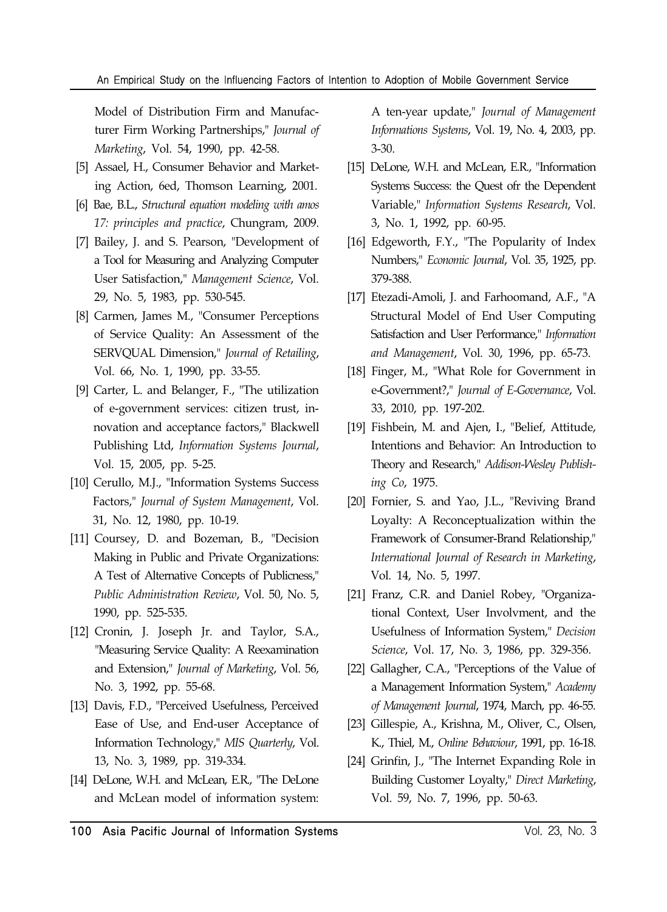Model of Distribution Firm and Manufacturer Firm Working Partnerships," *Journal of Marketing*, Vol. 54, 1990, pp. 42-58.

[5] Assael, H., Consumer Behavior and Marketing Action, 6ed, Thomson Learning, 2001.

[6] Bae, B.L., *Structural equation modeling with amos 17: principles and practice*, Chungram, 2009.

[7] Bailey, J. and S. Pearson, "Development of a Tool for Measuring and Analyzing Computer User Satisfaction," *Management Science*, Vol. 29, No. 5, 1983, pp. 530-545.

[8] Carmen, James M., "Consumer Perceptions of Service Quality: An Assessment of the SERVQUAL Dimension," *Journal of Retailing*, Vol. 66, No. 1, 1990, pp. 33-55.

[9] Carter, L. and Belanger, F., "The utilization of e-government services: citizen trust, innovation and acceptance factors," Blackwell Publishing Ltd, *Information Systems Journal*, Vol. 15, 2005, pp. 5-25.

[10] Cerullo, M.J., "Information Systems Success Factors," *Journal of System Management*, Vol. 31, No. 12, 1980, pp. 10-19.

[11] Coursey, D. and Bozeman, B., "Decision Making in Public and Private Organizations: A Test of Alternative Concepts of Publicness," *Public Administration Review*, Vol. 50, No. 5, 1990, pp. 525-535.

[12] Cronin, J. Joseph Jr. and Taylor, S.A., "Measuring Service Quality: A Reexamination and Extension," *Journal of Marketing*, Vol. 56, No. 3, 1992, pp. 55-68.

[13] Davis, F.D., "Perceived Usefulness, Perceived Ease of Use, and End-user Acceptance of Information Technology," *MIS Quarterly*, Vol. 13, No. 3, 1989, pp. 319-334.

[14] DeLone, W.H. and McLean, E.R., "The DeLone and McLean model of information system: A ten-year update," *Journal of Management Informations Systems*, Vol. 19, No. 4, 2003, pp. 3-30.

[15] DeLone, W.H. and McLean, E.R., "Information Systems Success: the Quest ofr the Dependent Variable," *Information Systems Research*, Vol. 3, No. 1, 1992, pp. 60-95.

[16] Edgeworth, F.Y., "The Popularity of Index Numbers," *Economic Journal*, Vol. 35, 1925, pp. 379-388.

[17] Etezadi-Amoli, J. and Farhoomand, A.F., "A Structural Model of End User Computing Satisfaction and User Performance," *Information and Management*, Vol. 30, 1996, pp. 65-73.

[18] Finger, M., "What Role for Government in e-Government?," *Journal of E-Governance*, Vol. 33, 2010, pp. 197-202.

[19] Fishbein, M. and Ajen, I., "Belief, Attitude, Intentions and Behavior: An Introduction to Theory and Research," *Addison-Wesley Publishing Co*, 1975.

[20] Fornier, S. and Yao, J.L., "Reviving Brand Loyalty: A Reconceptualization within the Framework of Consumer-Brand Relationship," *International Journal of Research in Marketing*, Vol. 14, No. 5, 1997.

[21] Franz, C.R. and Daniel Robey, "Organizational Context, User Involvment, and the Usefulness of Information System," *Decision Science*, Vol. 17, No. 3, 1986, pp. 329-356.

[22] Gallagher, C.A., "Perceptions of the Value of a Management Information System," *Academy of Management Journal*, 1974, March, pp. 46-55.

[23] Gillespie, A., Krishna, M., Oliver, C., Olsen, K., Thiel, M., *Online Behaviour*, 1991, pp. 16-18.

[24] Grinfin, J., "The Internet Expanding Role in Building Customer Loyalty," *Direct Marketing*, Vol. 59, No. 7, 1996, pp. 50-63.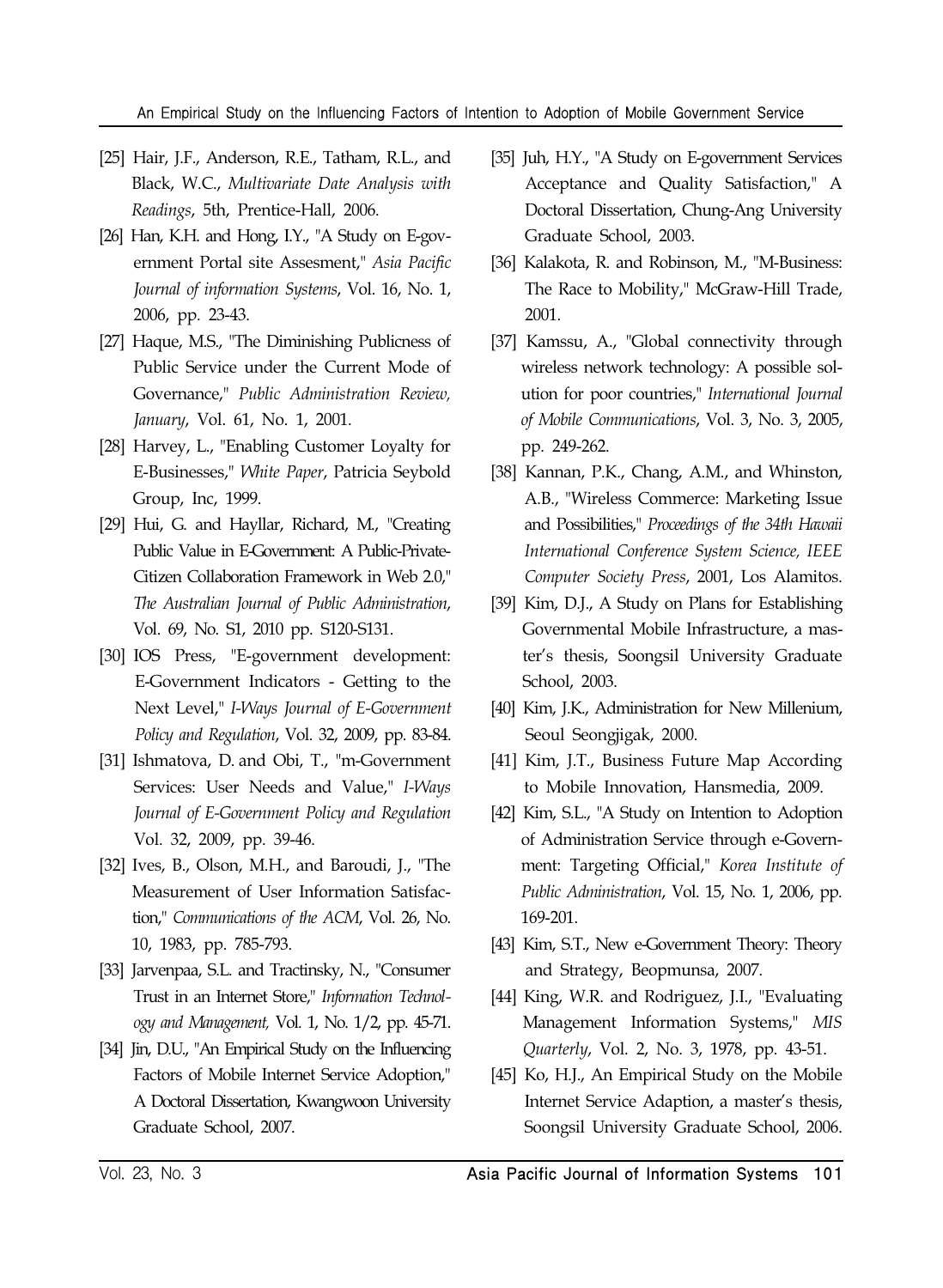[25] Hair, J.F., Anderson, R.E., Tatham, R.L., and Black, W.C., *Multivariate Date Analysis with Readings*, 5th, Prentice-Hall, 2006.

[26] Han, K.H. and Hong, I.Y., "A Study on E-government Portal site Assesment," *Asia Pacific Journal of information Systems*, Vol. 16, No. 1, 2006, pp. 23-43.

[27] Haque, M.S., "The Diminishing Publicness of Public Service under the Current Mode of Governance," *Public Administration Review, January*, Vol. 61, No. 1, 2001.

[28] Harvey, L., "Enabling Customer Loyalty for E-Businesses," *White Paper*, Patricia Seybold Group, Inc, 1999.

[29] Hui, G. and Hayllar, Richard, M., "Creating Public Value in E-Government: A Public-Private-Citizen Collaboration Framework in Web 2.0," *The Australian Journal of Public Administration*, Vol. 69, No. S1, 2010 pp. S120-S131.

[30] IOS Press, "E-government development: E-Government Indicators - Getting to the Next Level," *I-Ways Journal of E-Government Policy and Regulation*, Vol. 32, 2009, pp. 83-84.

[31] Ishmatova, D. and Obi, T., "m-Government Services: User Needs and Value," *I-Ways Journal of E-Government Policy and Regulation* Vol. 32, 2009, pp. 39-46.

[32] Ives, B., Olson, M.H., and Baroudi, J., "The Measurement of User Information Satisfaction," *Communications of the ACM*, Vol. 26, No. 10, 1983, pp. 785-793.

[33] Jarvenpaa, S.L. and Tractinsky, N., "Consumer Trust in an Internet Store," *Information Technology and Management,* Vol. 1, No. 1/2, pp. 45-71.

[34] Jin, D.U., "An Empirical Study on the Influencing Factors of Mobile Internet Service Adoption," A Doctoral Dissertation, Kwangwoon University Graduate School, 2007.

[35] Juh, H.Y., "A Study on E-government Services Acceptance and Quality Satisfaction," A Doctoral Dissertation, Chung-Ang University Graduate School, 2003.

[36] Kalakota, R. and Robinson, M., "M-Business: The Race to Mobility," McGraw-Hill Trade, 2001.

[37] Kamssu, A., "Global connectivity through wireless network technology: A possible solution for poor countries," *International Journal of Mobile Communications*, Vol. 3, No. 3, 2005, pp. 249-262.

[38] Kannan, P.K., Chang, A.M., and Whinston, A.B., "Wireless Commerce: Marketing Issue and Possibilities," *Proceedings of the 34th Hawaii International Conference System Science, IEEE Computer Society Press*, 2001, Los Alamitos.

[39] Kim, D.J., A Study on Plans for Establishing Governmental Mobile Infrastructure, a master's thesis, Soongsil University Graduate School, 2003.

[40] Kim, J.K., Administration for New Millenium, Seoul Seongjigak, 2000.

[41] Kim, J.T., Business Future Map According to Mobile Innovation, Hansmedia, 2009.

[42] Kim, S.L., "A Study on Intention to Adoption of Administration Service through e-Government: Targeting Official," *Korea Institute of Public Administration*, Vol. 15, No. 1, 2006, pp. 169-201.

[43] Kim, S.T., New e-Government Theory: Theory and Strategy, Beopmunsa, 2007.

[44] King, W.R. and Rodriguez, J.I., "Evaluating Management Information Systems," *MIS Quarterly*, Vol. 2, No. 3, 1978, pp. 43-51.

[45] Ko, H.J., An Empirical Study on the Mobile Internet Service Adaption, a master's thesis, Soongsil University Graduate School, 2006.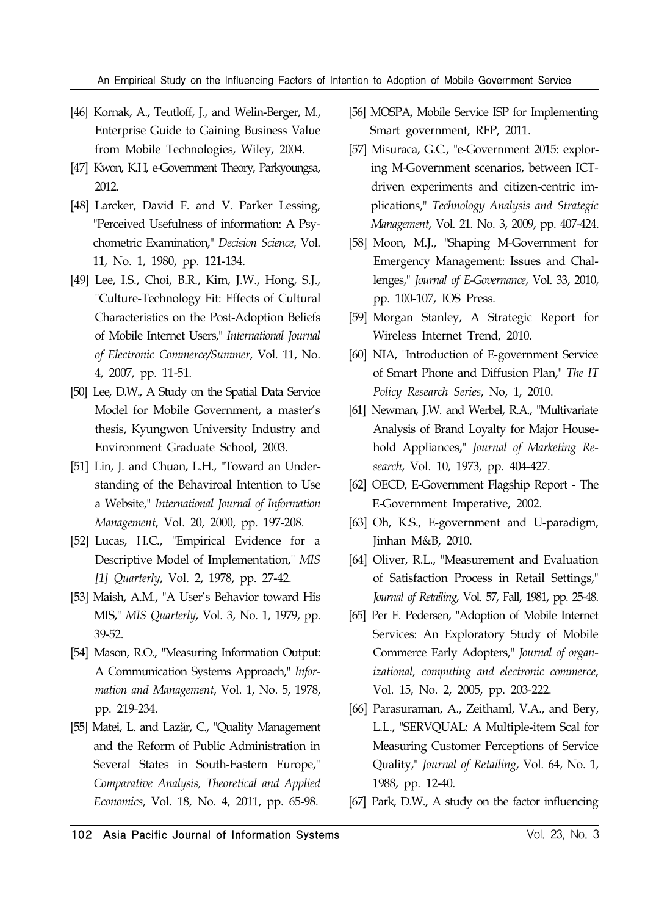[46] Kornak, A., Teutloff, J., and Welin-Berger, M., Enterprise Guide to Gaining Business Value from Mobile Technologies, Wiley, 2004.

[47] Kwon, K.H, e-Government Theory, Parkyoungsa, 2012.

[48] Larcker, David F. and V. Parker Lessing, "Perceived Usefulness of information: A Psychometric Examination," *Decision Science*, Vol. 11, No. 1, 1980, pp. 121-134.

[49] Lee, I.S., Choi, B.R., Kim, J.W., Hong, S.J., "Culture-Technology Fit: Effects of Cultural Characteristics on the Post-Adoption Beliefs of Mobile Internet Users," *International Journal of Electronic Commerce/Summer*, Vol. 11, No. 4, 2007, pp. 11-51.

[50] Lee, D.W., A Study on the Spatial Data Service Model for Mobile Government, a master's thesis, Kyungwon University Industry and Environment Graduate School, 2003.

[51] Lin, J. and Chuan, L.H., "Toward an Understanding of the Behaviroal Intention to Use a Website," *International Journal of Information Management*, Vol. 20, 2000, pp. 197-208.

[52] Lucas, H.C., "Empirical Evidence for a Descriptive Model of Implementation," *MIS [1] Quarterly*, Vol. 2, 1978, pp. 27-42.

[53] Maish, A.M., "A User's Behavior toward His MIS," *MIS Quarterly*, Vol. 3, No. 1, 1979, pp. 39-52.

[54] Mason, R.O., "Measuring Information Output: A Communication Systems Approach," *Information and Management*, Vol. 1, No. 5, 1978, pp. 219-234.

[55] Matei, L. and Lazăr, C., "Quality Management and the Reform of Public Administration in Several States in South-Eastern Europe," *Comparative Analysis, Theoretical and Applied Economics*, Vol. 18, No. 4, 2011, pp. 65-98.

[56] MOSPA, Mobile Service ISP for Implementing Smart government, RFP, 2011.

[57] Misuraca, G.C., "e-Government 2015: exploring M-Government scenarios, between ICT-driven experiments and citizen-centric implications," *Technology Analysis and Strategic Management*, Vol. 21. No. 3, 2009, pp. 407-424.

[58] Moon, M.J., "Shaping M-Government for Emergency Management: Issues and Challenges," *Journal of E-Governance*, Vol. 33, 2010, pp. 100-107, IOS Press.

[59] Morgan Stanley, A Strategic Report for Wireless Internet Trend, 2010.

[60] NIA, "Introduction of E-government Service of Smart Phone and Diffusion Plan," *The IT Policy Research Series*, No, 1, 2010.

[61] Newman, J.W. and Werbel, R.A., "Multivariate Analysis of Brand Loyalty for Major Household Appliances," *Journal of Marketing Research*, Vol. 10, 1973, pp. 404-427.

[62] OECD, E-Government Flagship Report - The E-Government Imperative, 2002.

[63] Oh, K.S., E-government and U-paradigm, Jinhan M&B, 2010.

[64] Oliver, R.L., "Measurement and Evaluation of Satisfaction Process in Retail Settings," *Journal of Retailing*, Vol. 57, Fall, 1981, pp. 25-48.

[65] Per E. Pedersen, "Adoption of Mobile Internet Services: An Exploratory Study of Mobile Commerce Early Adopters," *Journal of organizational, computing and electronic commerce*, Vol. 15, No. 2, 2005, pp. 203-222.

[66] Parasuraman, A., Zeithaml, V.A., and Bery, L.L., "SERVQUAL: A Multiple-item Scal for Measuring Customer Perceptions of Service Quality," *Journal of Retailing*, Vol. 64, No. 1, 1988, pp. 12-40.

[67] Park, D.W., A study on the factor influencing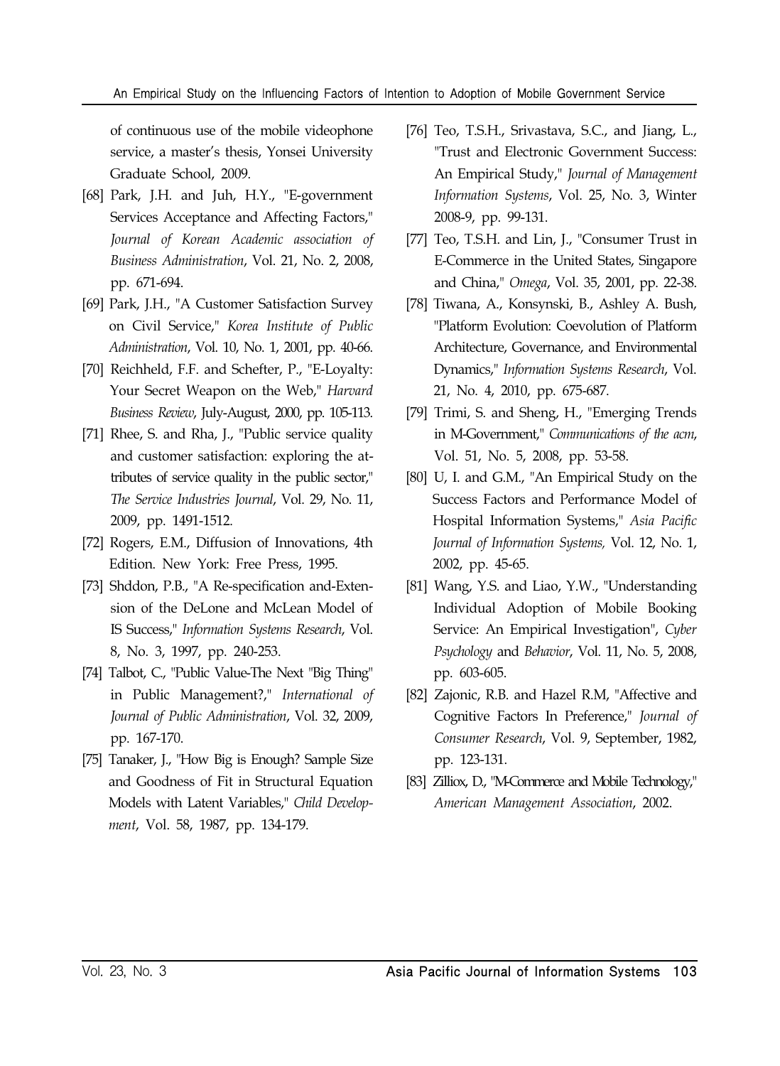of continuous use of the mobile videophone service, a master's thesis, Yonsei University Graduate School, 2009.

[68] Park, J.H. and Juh, H.Y., "E-government Services Acceptance and Affecting Factors," *Journal of Korean Academic association of Business Administration*, Vol. 21, No. 2, 2008, pp. 671-694.

[69] Park, J.H., "A Customer Satisfaction Survey on Civil Service," *Korea Institute of Public Administration*, Vol. 10, No. 1, 2001, pp. 40-66.

[70] Reichheld, F.F. and Schefter, P., "E-Loyalty: Your Secret Weapon on the Web," *Harvard Business Review*, July-August, 2000, pp. 105-113.

[71] Rhee, S. and Rha, J., "Public service quality and customer satisfaction: exploring the attributes of service quality in the public sector," *The Service Industries Journal*, Vol. 29, No. 11, 2009, pp. 1491-1512.

[72] Rogers, E.M., Diffusion of Innovations, 4th Edition. New York: Free Press, 1995.

[73] Shddon, P.B., "A Re-specification and-Extension of the DeLone and McLean Model of IS Success," *Information Systems Research*, Vol. 8, No. 3, 1997, pp. 240-253.

[74] Talbot, C., "Public Value-The Next "Big Thing" in Public Management?," *International of Journal of Public Administration*, Vol. 32, 2009, pp. 167-170.

[75] Tanaker, J., "How Big is Enough? Sample Size and Goodness of Fit in Structural Equation Models with Latent Variables," *Child Development*, Vol. 58, 1987, pp. 134-179.

[76] Teo, T.S.H., Srivastava, S.C., and Jiang, L., "Trust and Electronic Government Success: An Empirical Study," *Journal of Management Information Systems*, Vol. 25, No. 3, Winter 2008-9, pp. 99-131.

[77] Teo, T.S.H. and Lin, J., "Consumer Trust in E-Commerce in the United States, Singapore and China," *Omega*, Vol. 35, 2001, pp. 22-38.

[78] Tiwana, A., Konsynski, B., Ashley A. Bush, "Platform Evolution: Coevolution of Platform Architecture, Governance, and Environmental Dynamics," *Information Systems Research*, Vol. 21, No. 4, 2010, pp. 675-687.

[79] Trimi, S. and Sheng, H., "Emerging Trends in M-Government," *Communications of the acm*, Vol. 51, No. 5, 2008, pp. 53-58.

[80] U, I. and G.M., "An Empirical Study on the Success Factors and Performance Model of Hospital Information Systems," *Asia Pacific Journal of Information Systems,* Vol. 12, No. 1, 2002, pp. 45-65.

[81] Wang, Y.S. and Liao, Y.W., "Understanding Individual Adoption of Mobile Booking Service: An Empirical Investigation", *Cyber Psychology* and *Behavior*, Vol. 11, No. 5, 2008, pp. 603-605.

[82] Zajonic, R.B. and Hazel R.M, "Affective and Cognitive Factors In Preference," *Journal of Consumer Research*, Vol. 9, September, 1982, pp. 123-131.

[83] Zilliox, D., "M-Commerce and Mobile Technology," *American Management Association*, 2002.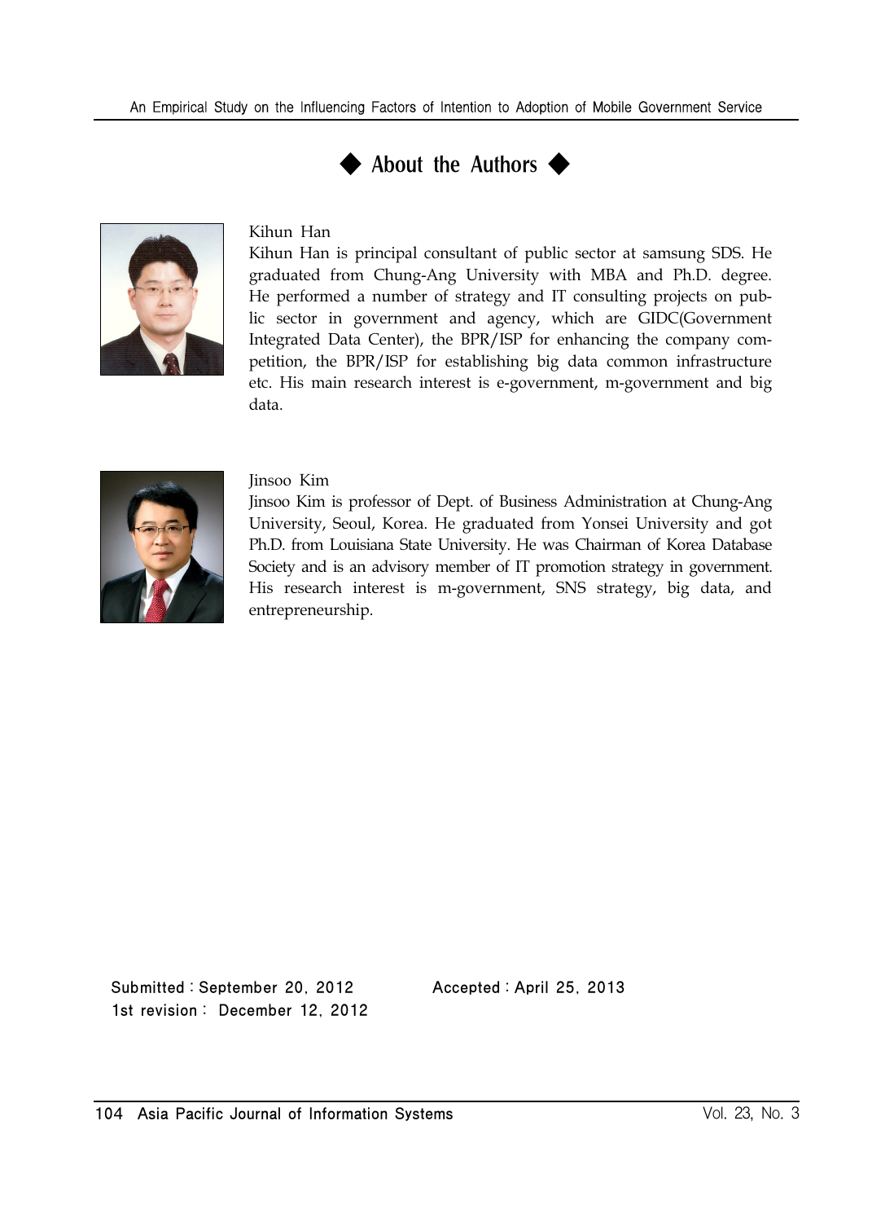## ◆ About the Authors ◆

Kihun Han

Kihun Han is principal consultant of public sector at samsung SDS. He graduated from Chung-Ang University with MBA and Ph.D. degree. He performed a number of strategy and IT consulting projects on public sector in government and agency, which are GIDC(Government Integrated Data Center), the BPR/ISP for enhancing the company competition, the BPR/ISP for establishing big data common infrastructure etc. His main research interest is e-government, m-government and big data.

Jinsoo Kim

Jinsoo Kim is professor of Dept. of Business Administration at Chung-Ang University, Seoul, Korea. He graduated from Yonsei University and got Ph.D. from Louisiana State University. He was Chairman of Korea Database Society and is an advisory member of IT promotion strategy in government. His research interest is m-government, SNS strategy, big data, and entrepreneurship.

Submitted : September 20, 2012
1st revision : December 12, 2012
Accepted : April 25, 2013